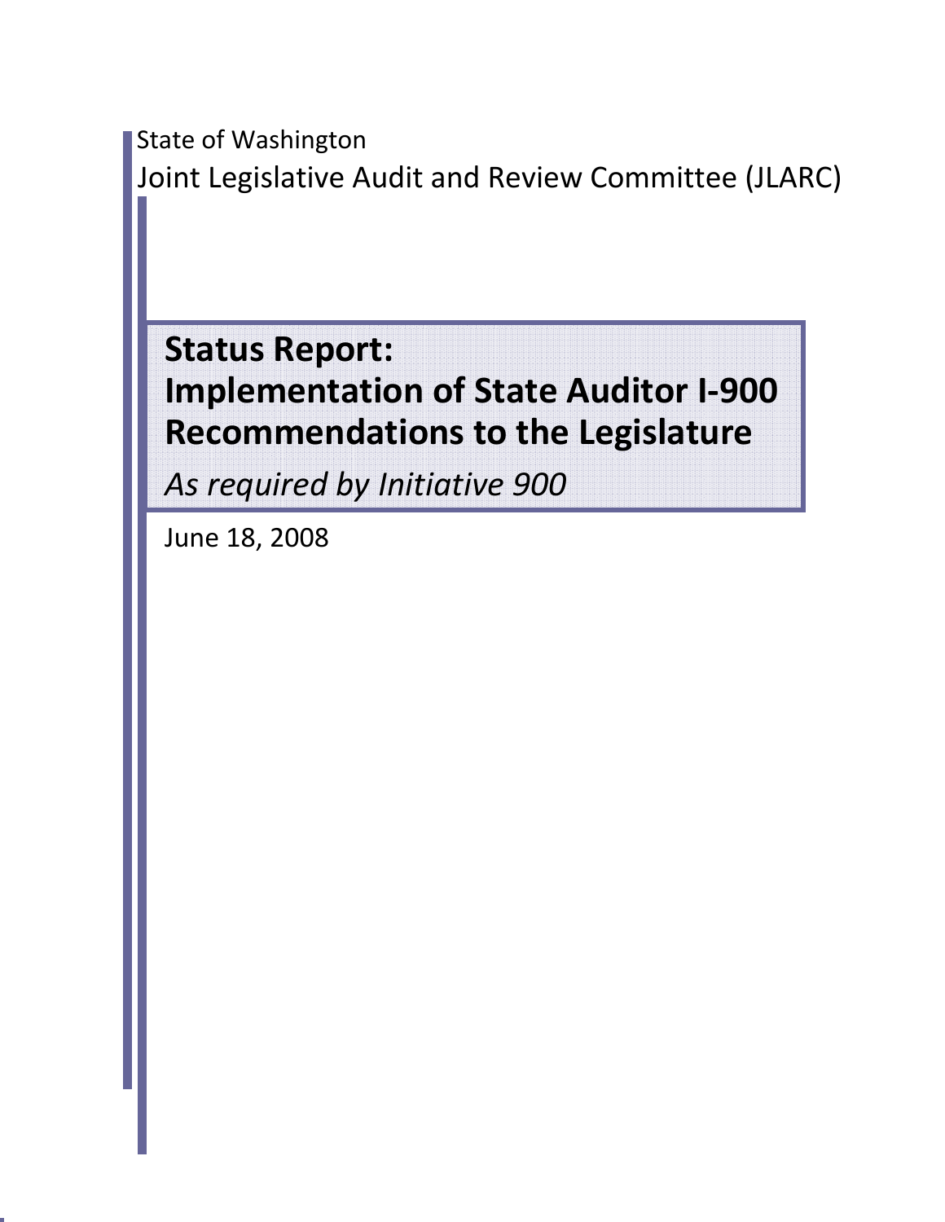State of Washington

Joint Legislative Audit and Review Committee (JLARC)

# Status Report: Implementation of State Auditor I-900 Recommendations to the Legislature

*As required by Initiative 900*

June 18, 2008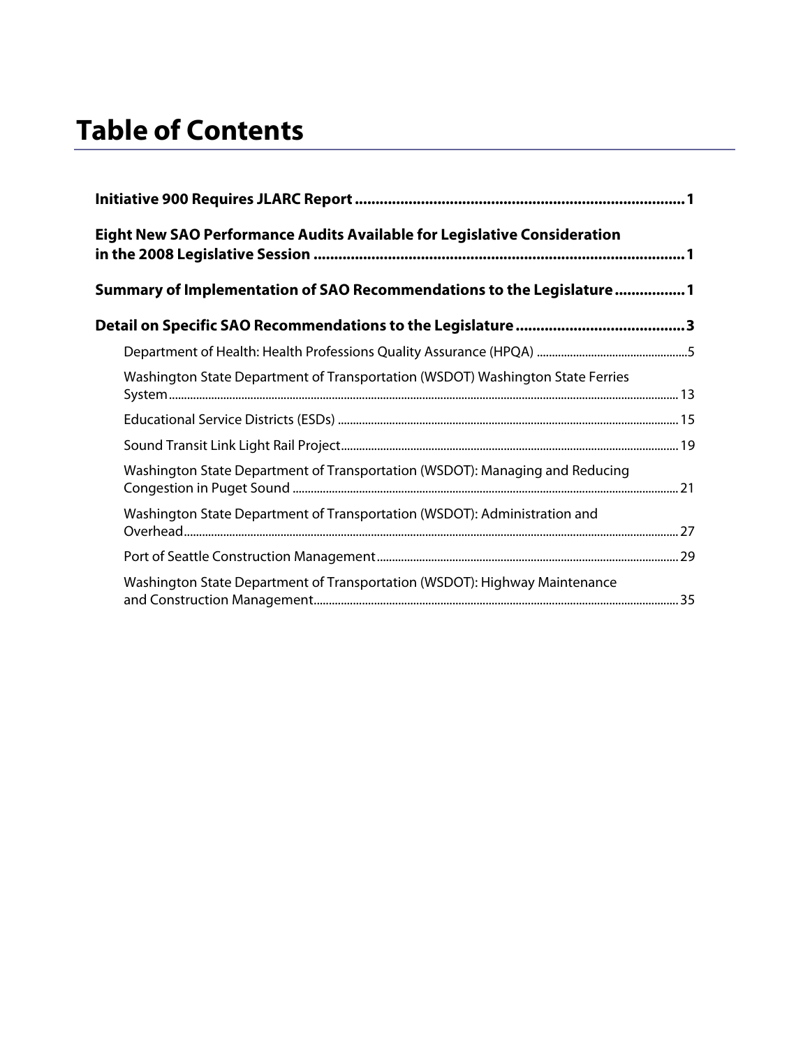# Table of Contents

**Initiative 900 Requires JLARC Report** ... 1

**Eight New SAO Performance Audits Available for Legislative Consideration in the 2008 Legislative Session** ... 1

**Summary of Implementation of SAO Recommendations to the Legislature** ... 1

**Detail on Specific SAO Recommendations to the Legislature** ... 3

- Department of Health: Health Professions Quality Assurance (HPQA) ... 5
- Washington State Department of Transportation (WSDOT) Washington State Ferries System ... 13
- Educational Service Districts (ESDs) ... 15
- Sound Transit Link Light Rail Project ... 19
- Washington State Department of Transportation (WSDOT): Managing and Reducing Congestion in Puget Sound ... 21
- Washington State Department of Transportation (WSDOT): Administration and Overhead ... 27
- Port of Seattle Construction Management ... 29
- Washington State Department of Transportation (WSDOT): Highway Maintenance and Construction Management ... 35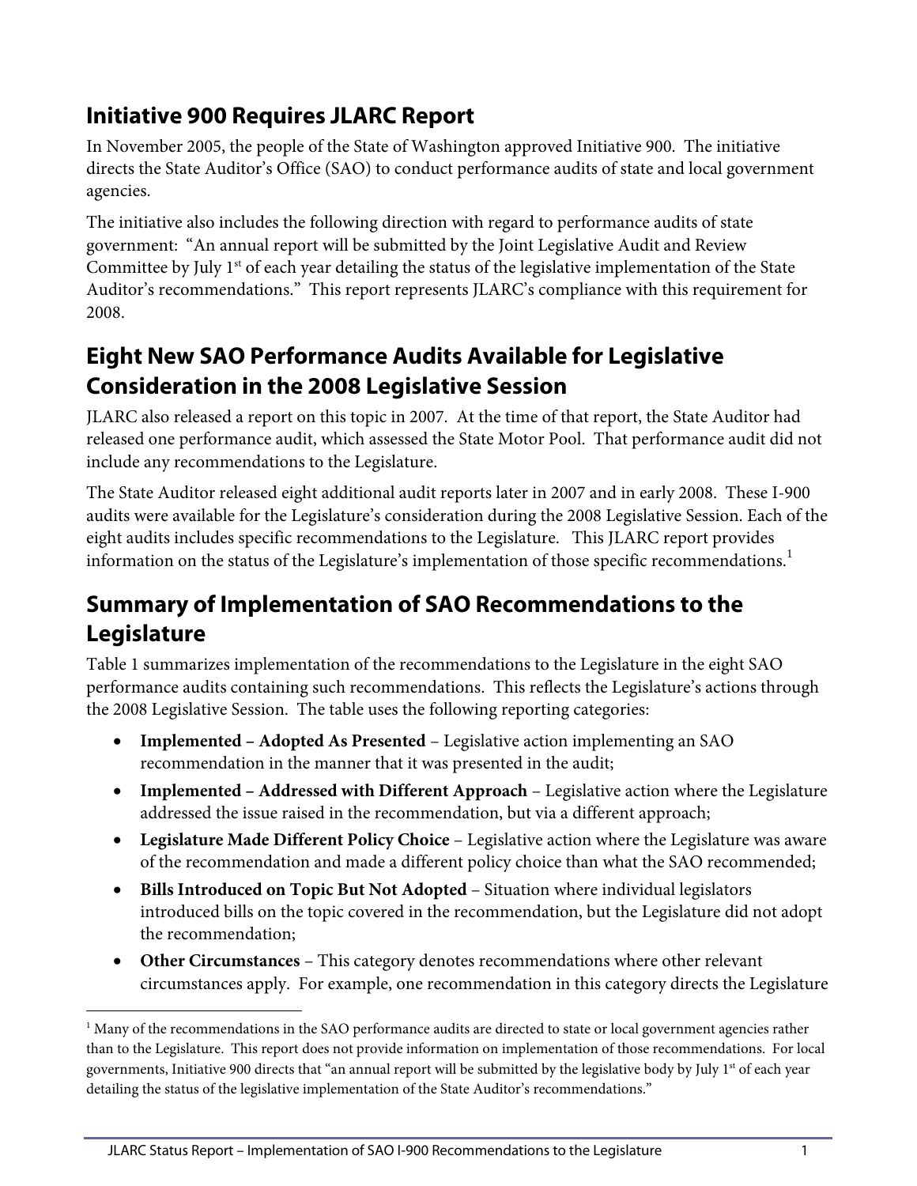## Initiative 900 Requires JLARC Report

In November 2005, the people of the State of Washington approved Initiative 900. The initiative directs the State Auditor's Office (SAO) to conduct performance audits of state and local government agencies.

The initiative also includes the following direction with regard to performance audits of state government: "An annual report will be submitted by the Joint Legislative Audit and Review Committee by July 1st of each year detailing the status of the legislative implementation of the State Auditor's recommendations." This report represents JLARC's compliance with this requirement for 2008.

## Eight New SAO Performance Audits Available for Legislative Consideration in the 2008 Legislative Session

JLARC also released a report on this topic in 2007. At the time of that report, the State Auditor had released one performance audit, which assessed the State Motor Pool. That performance audit did not include any recommendations to the Legislature.

The State Auditor released eight additional audit reports later in 2007 and in early 2008. These I-900 audits were available for the Legislature's consideration during the 2008 Legislative Session. Each of the eight audits includes specific recommendations to the Legislature. This JLARC report provides information on the status of the Legislature's implementation of those specific recommendations.[1]

## Summary of Implementation of SAO Recommendations to the Legislature

Table 1 summarizes implementation of the recommendations to the Legislature in the eight SAO performance audits containing such recommendations. This reflects the Legislature's actions through the 2008 Legislative Session. The table uses the following reporting categories:

- **Implemented – Adopted As Presented** – Legislative action implementing an SAO recommendation in the manner that it was presented in the audit;
- **Implemented – Addressed with Different Approach** – Legislative action where the Legislature addressed the issue raised in the recommendation, but via a different approach;
- **Legislature Made Different Policy Choice** – Legislative action where the Legislature was aware of the recommendation and made a different policy choice than what the SAO recommended;
- **Bills Introduced on Topic But Not Adopted** – Situation where individual legislators introduced bills on the topic covered in the recommendation, but the Legislature did not adopt the recommendation;
- **Other Circumstances** – This category denotes recommendations where other relevant circumstances apply. For example, one recommendation in this category directs the Legislature

[1] Many of the recommendations in the SAO performance audits are directed to state or local government agencies rather than to the Legislature. This report does not provide information on implementation of those recommendations. For local governments, Initiative 900 directs that "an annual report will be submitted by the legislative body by July 1st of each year detailing the status of the legislative implementation of the State Auditor's recommendations."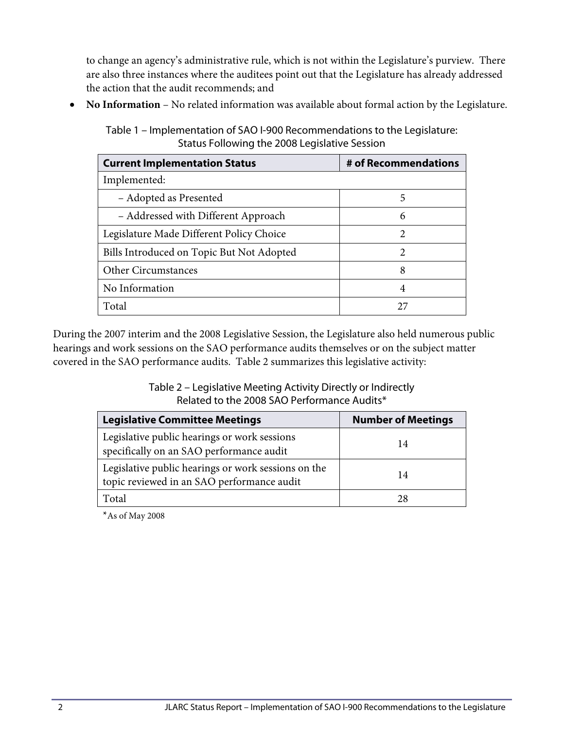to change an agency's administrative rule, which is not within the Legislature's purview. There are also three instances where the auditees point out that the Legislature has already addressed the action that the audit recommends; and

- **No Information** – No related information was available about formal action by the Legislature.

Table 1 – Implementation of SAO I-900 Recommendations to the Legislature: Status Following the 2008 Legislative Session

| Current Implementation Status | # of Recommendations |
|---|---|
| Implemented: | |
| – Adopted as Presented | 5 |
| – Addressed with Different Approach | 6 |
| Legislature Made Different Policy Choice | 2 |
| Bills Introduced on Topic But Not Adopted | 2 |
| Other Circumstances | 8 |
| No Information | 4 |
| Total | 27 |

During the 2007 interim and the 2008 Legislative Session, the Legislature also held numerous public hearings and work sessions on the SAO performance audits themselves or on the subject matter covered in the SAO performance audits. Table 2 summarizes this legislative activity:

Table 2 – Legislative Meeting Activity Directly or Indirectly Related to the 2008 SAO Performance Audits*

| Legislative Committee Meetings | Number of Meetings |
|---|---|
| Legislative public hearings or work sessions specifically on an SAO performance audit | 14 |
| Legislative public hearings or work sessions on the topic reviewed in an SAO performance audit | 14 |
| Total | 28 |

*As of May 2008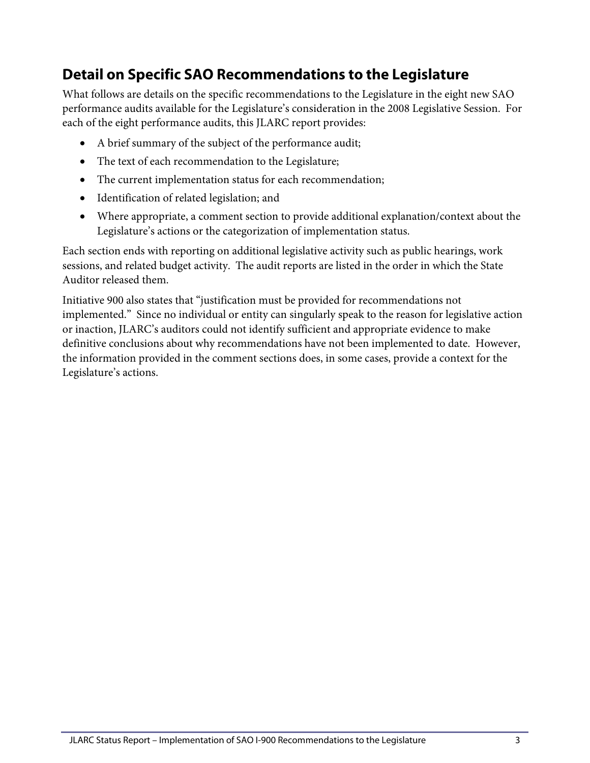## Detail on Specific SAO Recommendations to the Legislature

What follows are details on the specific recommendations to the Legislature in the eight new SAO performance audits available for the Legislature's consideration in the 2008 Legislative Session. For each of the eight performance audits, this JLARC report provides:

- A brief summary of the subject of the performance audit;
- The text of each recommendation to the Legislature;
- The current implementation status for each recommendation;
- Identification of related legislation; and
- Where appropriate, a comment section to provide additional explanation/context about the Legislature's actions or the categorization of implementation status.

Each section ends with reporting on additional legislative activity such as public hearings, work sessions, and related budget activity. The audit reports are listed in the order in which the State Auditor released them.

Initiative 900 also states that "justification must be provided for recommendations not implemented." Since no individual or entity can singularly speak to the reason for legislative action or inaction, JLARC's auditors could not identify sufficient and appropriate evidence to make definitive conclusions about why recommendations have not been implemented to date. However, the information provided in the comment sections does, in some cases, provide a context for the Legislature's actions.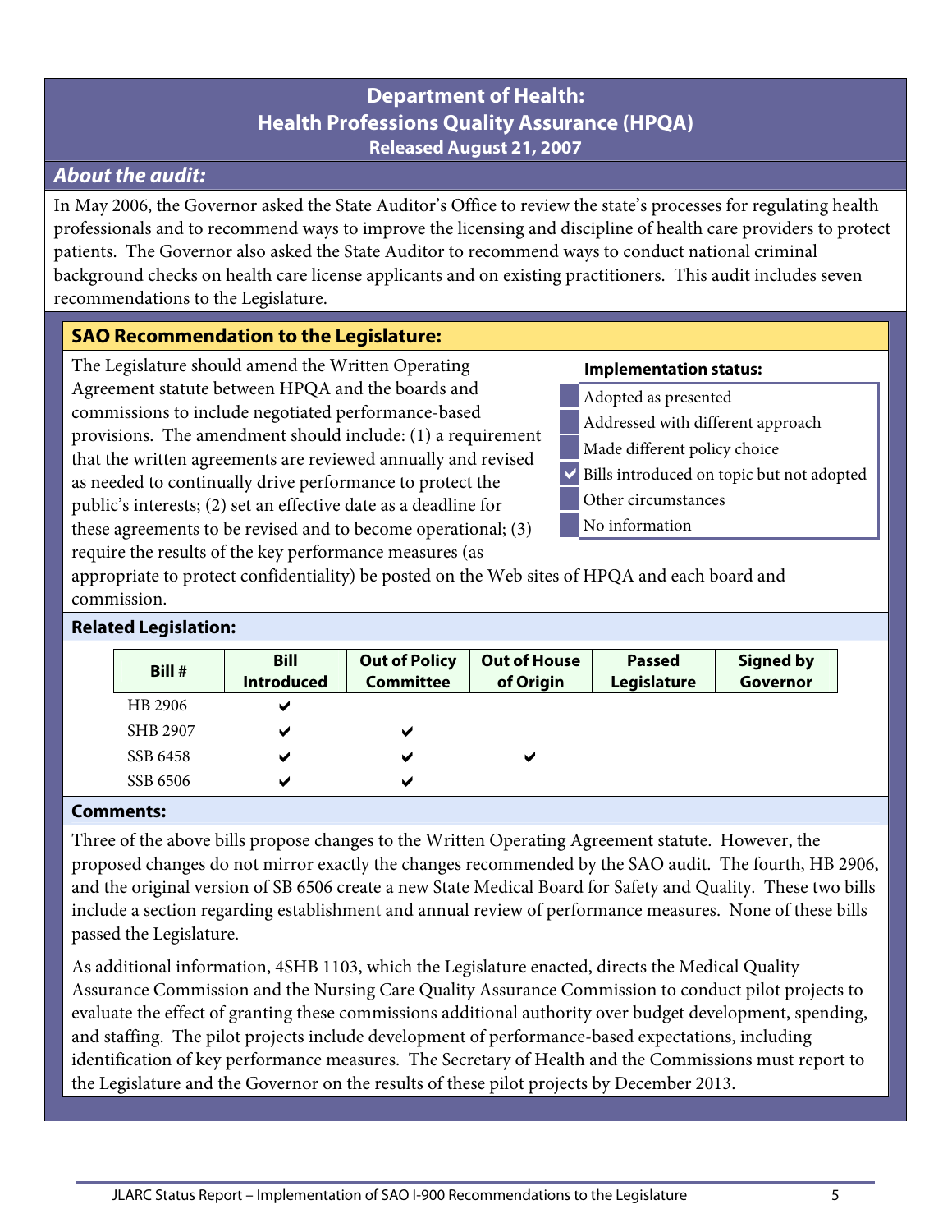## Department of Health: Health Professions Quality Assurance (HPQA)

**Released August 21, 2007**

### *About the audit:*

In May 2006, the Governor asked the State Auditor's Office to review the state's processes for regulating health professionals and to recommend ways to improve the licensing and discipline of health care providers to protect patients. The Governor also asked the State Auditor to recommend ways to conduct national criminal background checks on health care license applicants and on existing practitioners. This audit includes seven recommendations to the Legislature.

### SAO Recommendation to the Legislature:

The Legislature should amend the Written Operating Agreement statute between HPQA and the boards and commissions to include negotiated performance-based provisions. The amendment should include: (1) a requirement that the written agreements are reviewed annually and revised as needed to continually drive performance to protect the public's interests; (2) set an effective date as a deadline for these agreements to be revised and to become operational; (3) require the results of the key performance measures (as appropriate to protect confidentiality) be posted on the Web sites of HPQA and each board and commission.

**Implementation status:**

- [ ] Adopted as presented
- [ ] Addressed with different approach
- [ ] Made different policy choice
- [x] Bills introduced on topic but not adopted
- [ ] Other circumstances
- [ ] No information

### Related Legislation:

| Bill # | Bill Introduced | Out of Policy Committee | Out of House of Origin | Passed Legislature | Signed by Governor |
|---|---|---|---|---|---|
| HB 2906 | ✔ | | | | |
| SHB 2907 | ✔ | ✔ | | | |
| SSB 6458 | ✔ | ✔ | ✔ | | |
| SSB 6506 | ✔ | ✔ | | | |

### Comments:

Three of the above bills propose changes to the Written Operating Agreement statute. However, the proposed changes do not mirror exactly the changes recommended by the SAO audit. The fourth, HB 2906, and the original version of SB 6506 create a new State Medical Board for Safety and Quality. These two bills include a section regarding establishment and annual review of performance measures. None of these bills passed the Legislature.

As additional information, 4SHB 1103, which the Legislature enacted, directs the Medical Quality Assurance Commission and the Nursing Care Quality Assurance Commission to conduct pilot projects to evaluate the effect of granting these commissions additional authority over budget development, spending, and staffing. The pilot projects include development of performance-based expectations, including identification of key performance measures. The Secretary of Health and the Commissions must report to the Legislature and the Governor on the results of these pilot projects by December 2013.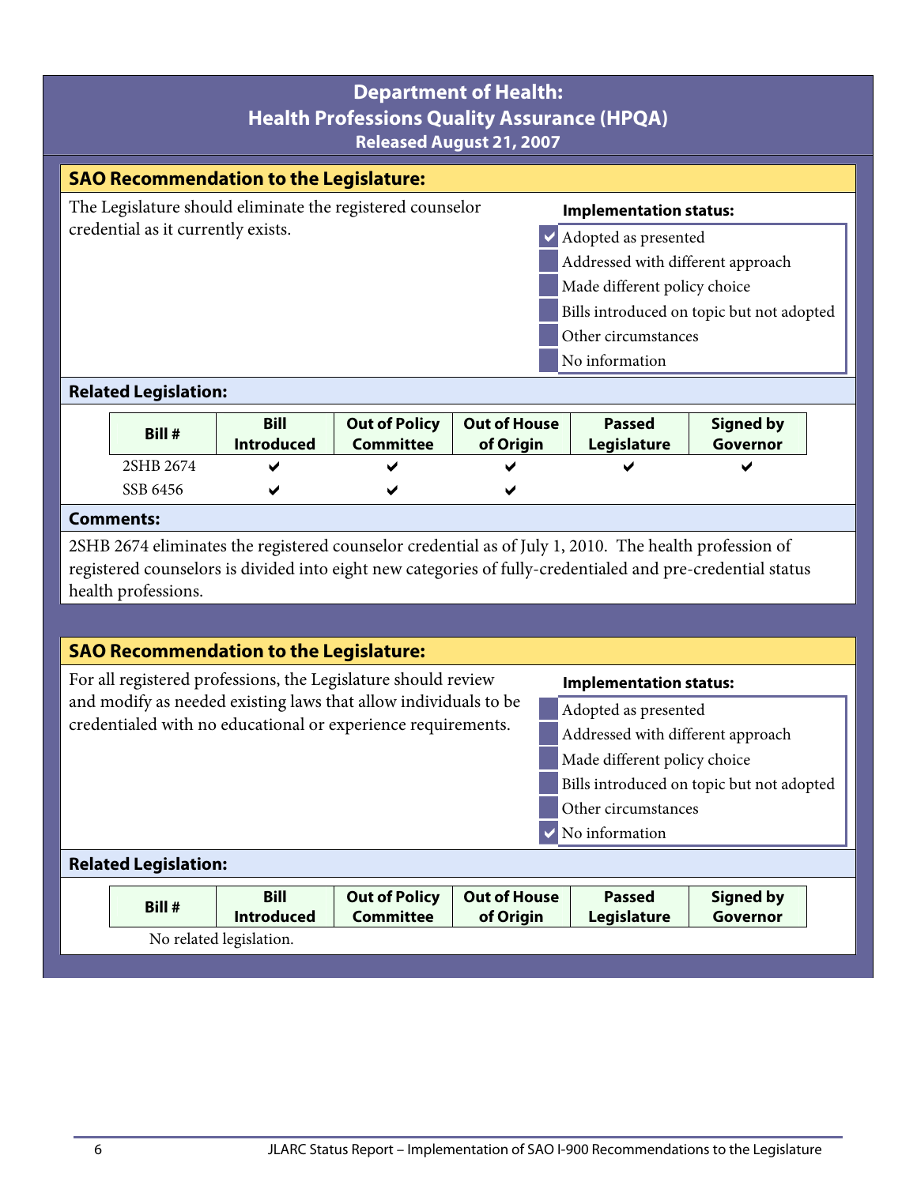## Department of Health: Health Professions Quality Assurance (HPQA)

**Released August 21, 2007**

### SAO Recommendation to the Legislature:

The Legislature should eliminate the registered counselor credential as it currently exists.

**Implementation status:**

- [x] Adopted as presented
- [ ] Addressed with different approach
- [ ] Made different policy choice
- [ ] Bills introduced on topic but not adopted
- [ ] Other circumstances
- [ ] No information

**Related Legislation:**

| Bill # | Bill Introduced | Out of Policy Committee | Out of House of Origin | Passed Legislature | Signed by Governor |
|---|---|---|---|---|---|
| 2SHB 2674 | ✔ | ✔ | ✔ | ✔ | ✔ |
| SSB 6456 | ✔ | ✔ | ✔ | | |

**Comments:**

2SHB 2674 eliminates the registered counselor credential as of July 1, 2010. The health profession of registered counselors is divided into eight new categories of fully-credentialed and pre-credential status health professions.

### SAO Recommendation to the Legislature:

For all registered professions, the Legislature should review and modify as needed existing laws that allow individuals to be credentialed with no educational or experience requirements.

**Implementation status:**

- [ ] Adopted as presented
- [ ] Addressed with different approach
- [ ] Made different policy choice
- [ ] Bills introduced on topic but not adopted
- [ ] Other circumstances
- [x] No information

**Related Legislation:**

| Bill # | Bill Introduced | Out of Policy Committee | Out of House of Origin | Passed Legislature | Signed by Governor |
|---|---|---|---|---|---|
| No related legislation. | | | | | |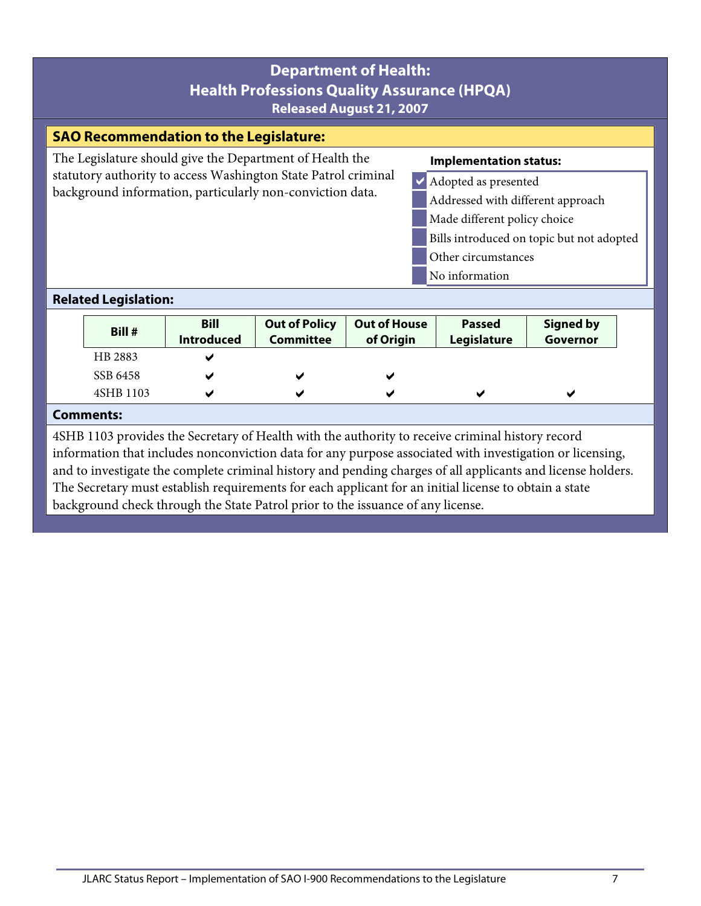# Department of Health: Health Professions Quality Assurance (HPQA)

**Released August 21, 2007**

## SAO Recommendation to the Legislature:

The Legislature should give the Department of Health the statutory authority to access Washington State Patrol criminal background information, particularly non-conviction data.

**Implementation status:**

- ✔ Adopted as presented
- Addressed with different approach
- Made different policy choice
- Bills introduced on topic but not adopted
- Other circumstances
- No information

## Related Legislation:

| Bill # | Bill Introduced | Out of Policy Committee | Out of House of Origin | Passed Legislature | Signed by Governor |
|---|---|---|---|---|---|
| HB 2883 | ✔ | | | | |
| SSB 6458 | ✔ | ✔ | ✔ | | |
| 4SHB 1103 | ✔ | ✔ | ✔ | ✔ | ✔ |

## Comments:

4SHB 1103 provides the Secretary of Health with the authority to receive criminal history record information that includes nonconviction data for any purpose associated with investigation or licensing, and to investigate the complete criminal history and pending charges of all applicants and license holders. The Secretary must establish requirements for each applicant for an initial license to obtain a state background check through the State Patrol prior to the issuance of any license.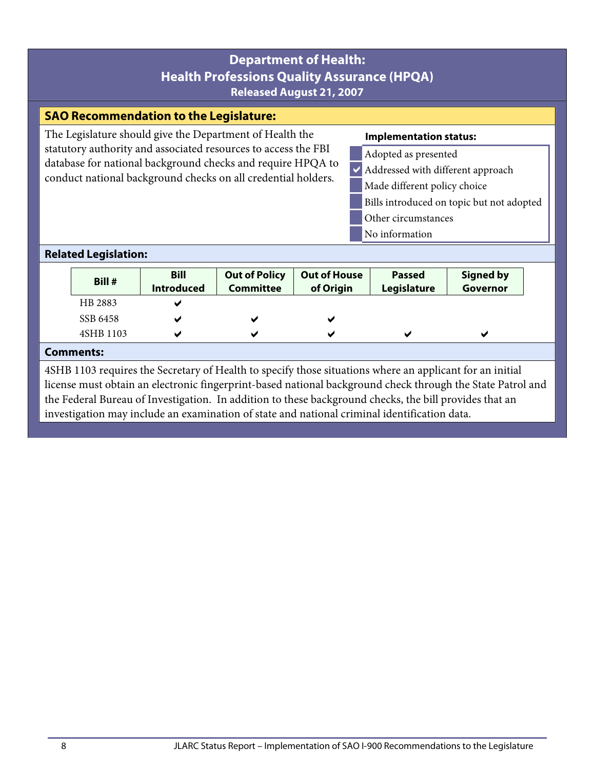## Department of Health: Health Professions Quality Assurance (HPQA)

**Released August 21, 2007**

### SAO Recommendation to the Legislature:

The Legislature should give the Department of Health the statutory authority and associated resources to access the FBI database for national background checks and require HPQA to conduct national background checks on all credential holders.

**Implementation status:**

- [ ] Adopted as presented
- [x] Addressed with different approach
- [ ] Made different policy choice
- [ ] Bills introduced on topic but not adopted
- [ ] Other circumstances
- [ ] No information

### Related Legislation:

| Bill # | Bill Introduced | Out of Policy Committee | Out of House of Origin | Passed Legislature | Signed by Governor |
|---|---|---|---|---|---|
| HB 2883 | ✔ | | | | |
| SSB 6458 | ✔ | ✔ | ✔ | | |
| 4SHB 1103 | ✔ | ✔ | ✔ | ✔ | ✔ |

### Comments:

4SHB 1103 requires the Secretary of Health to specify those situations where an applicant for an initial license must obtain an electronic fingerprint-based national background check through the State Patrol and the Federal Bureau of Investigation. In addition to these background checks, the bill provides that an investigation may include an examination of state and national criminal identification data.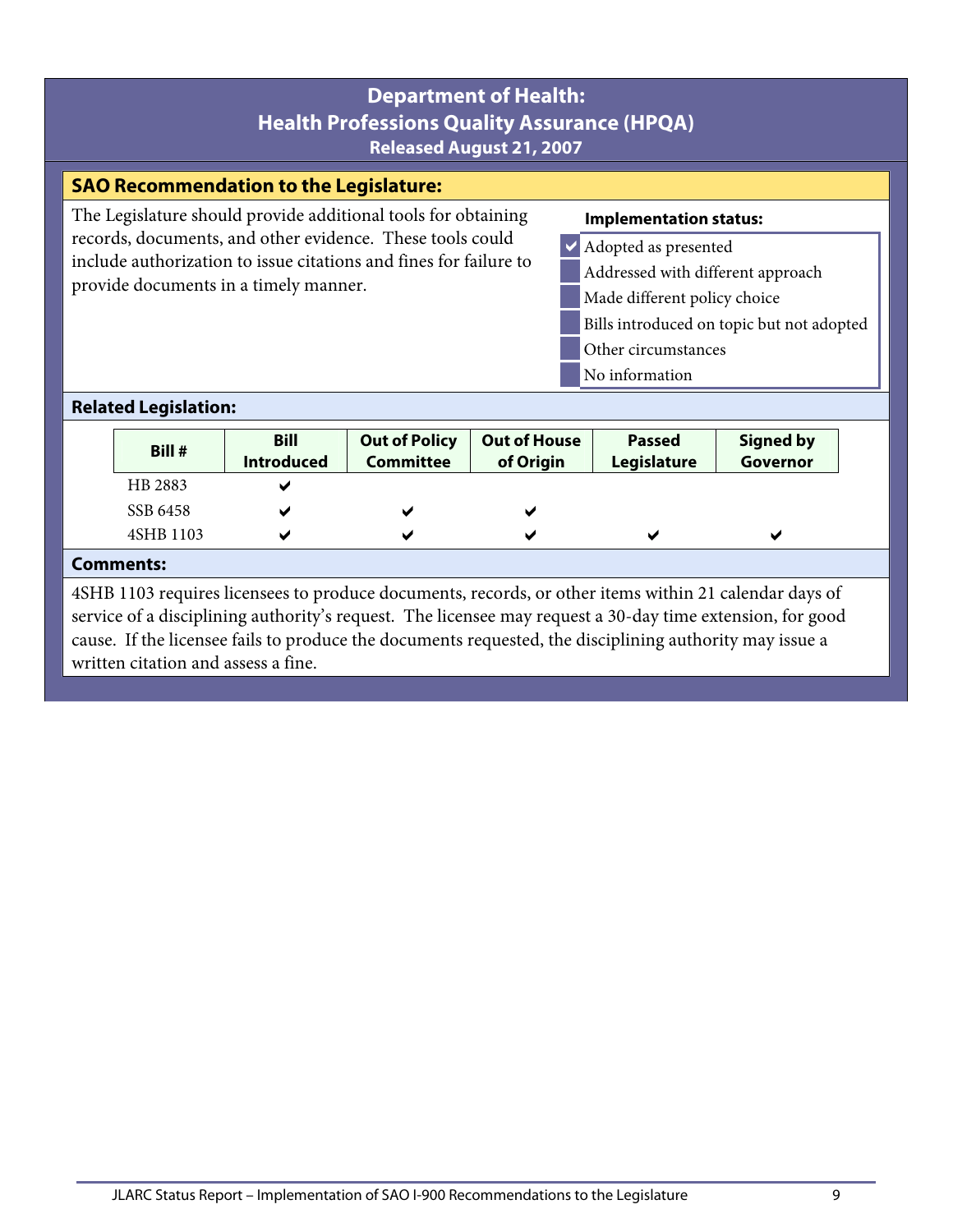# Department of Health: Health Professions Quality Assurance (HPQA)

**Released August 21, 2007**

## SAO Recommendation to the Legislature:

The Legislature should provide additional tools for obtaining records, documents, and other evidence. These tools could include authorization to issue citations and fines for failure to provide documents in a timely manner.

**Implementation status:**

- [x] Adopted as presented
- [ ] Addressed with different approach
- [ ] Made different policy choice
- [ ] Bills introduced on topic but not adopted
- [ ] Other circumstances
- [ ] No information

## Related Legislation:

| Bill # | Bill Introduced | Out of Policy Committee | Out of House of Origin | Passed Legislature | Signed by Governor |
|---|---|---|---|---|---|
| HB 2883 | ✔ | | | | |
| SSB 6458 | ✔ | ✔ | ✔ | | |
| 4SHB 1103 | ✔ | ✔ | ✔ | ✔ | ✔ |

## Comments:

4SHB 1103 requires licensees to produce documents, records, or other items within 21 calendar days of service of a disciplining authority's request. The licensee may request a 30-day time extension, for good cause. If the licensee fails to produce the documents requested, the disciplining authority may issue a written citation and assess a fine.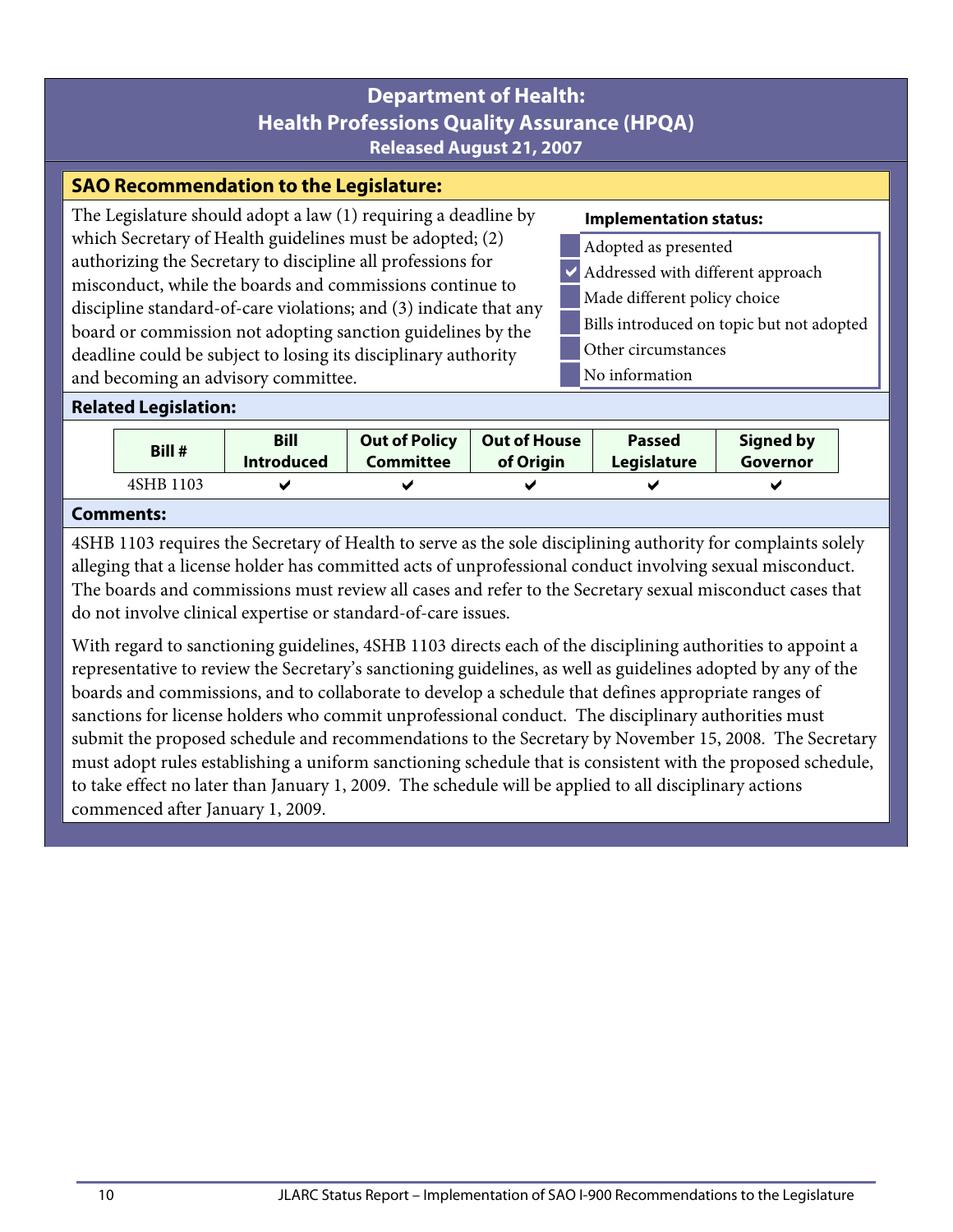## Department of Health: Health Professions Quality Assurance (HPQA)

**Released August 21, 2007**

### SAO Recommendation to the Legislature:

The Legislature should adopt a law (1) requiring a deadline by which Secretary of Health guidelines must be adopted; (2) authorizing the Secretary to discipline all professions for misconduct, while the boards and commissions continue to discipline standard-of-care violations; and (3) indicate that any board or commission not adopting sanction guidelines by the deadline could be subject to losing its disciplinary authority and becoming an advisory committee.

**Implementation status:**

- [ ] Adopted as presented
- [x] Addressed with different approach
- [ ] Made different policy choice
- [ ] Bills introduced on topic but not adopted
- [ ] Other circumstances
- [ ] No information

### Related Legislation:

| Bill # | Bill Introduced | Out of Policy Committee | Out of House of Origin | Passed Legislature | Signed by Governor |
|---|---|---|---|---|---|
| 4SHB 1103 | ✔ | ✔ | ✔ | ✔ | ✔ |

### Comments:

4SHB 1103 requires the Secretary of Health to serve as the sole disciplining authority for complaints solely alleging that a license holder has committed acts of unprofessional conduct involving sexual misconduct. The boards and commissions must review all cases and refer to the Secretary sexual misconduct cases that do not involve clinical expertise or standard-of-care issues.

With regard to sanctioning guidelines, 4SHB 1103 directs each of the disciplining authorities to appoint a representative to review the Secretary's sanctioning guidelines, as well as guidelines adopted by any of the boards and commissions, and to collaborate to develop a schedule that defines appropriate ranges of sanctions for license holders who commit unprofessional conduct. The disciplinary authorities must submit the proposed schedule and recommendations to the Secretary by November 15, 2008. The Secretary must adopt rules establishing a uniform sanctioning schedule that is consistent with the proposed schedule, to take effect no later than January 1, 2009. The schedule will be applied to all disciplinary actions commenced after January 1, 2009.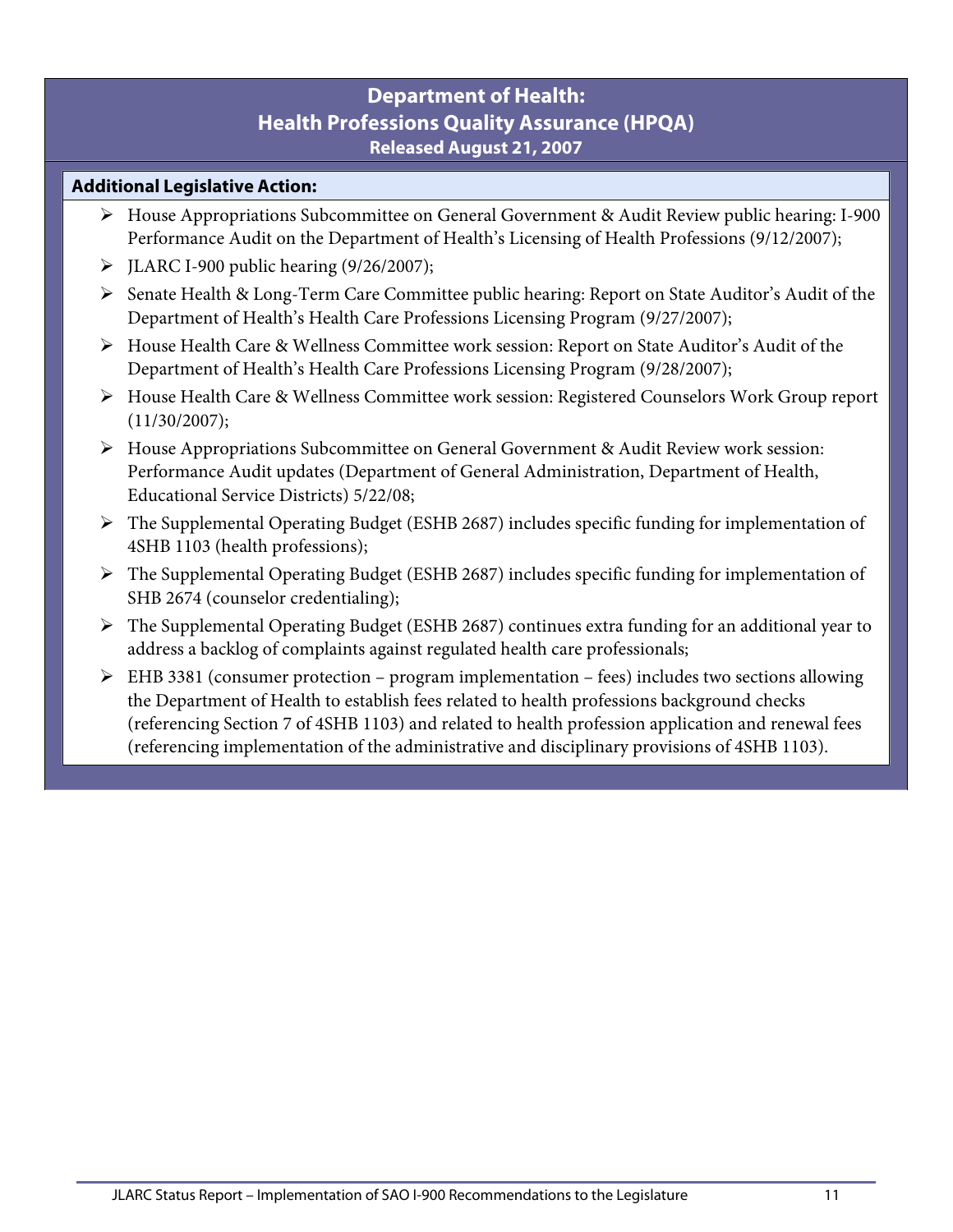## Department of Health: Health Professions Quality Assurance (HPQA)

**Released August 21, 2007**

**Additional Legislative Action:**

- House Appropriations Subcommittee on General Government & Audit Review public hearing: I-900 Performance Audit on the Department of Health's Licensing of Health Professions (9/12/2007);
- JLARC I-900 public hearing (9/26/2007);
- Senate Health & Long-Term Care Committee public hearing: Report on State Auditor's Audit of the Department of Health's Health Care Professions Licensing Program (9/27/2007);
- House Health Care & Wellness Committee work session: Report on State Auditor's Audit of the Department of Health's Health Care Professions Licensing Program (9/28/2007);
- House Health Care & Wellness Committee work session: Registered Counselors Work Group report (11/30/2007);
- House Appropriations Subcommittee on General Government & Audit Review work session: Performance Audit updates (Department of General Administration, Department of Health, Educational Service Districts) 5/22/08;
- The Supplemental Operating Budget (ESHB 2687) includes specific funding for implementation of 4SHB 1103 (health professions);
- The Supplemental Operating Budget (ESHB 2687) includes specific funding for implementation of SHB 2674 (counselor credentialing);
- The Supplemental Operating Budget (ESHB 2687) continues extra funding for an additional year to address a backlog of complaints against regulated health care professionals;
- EHB 3381 (consumer protection – program implementation – fees) includes two sections allowing the Department of Health to establish fees related to health professions background checks (referencing Section 7 of 4SHB 1103) and related to health profession application and renewal fees (referencing implementation of the administrative and disciplinary provisions of 4SHB 1103).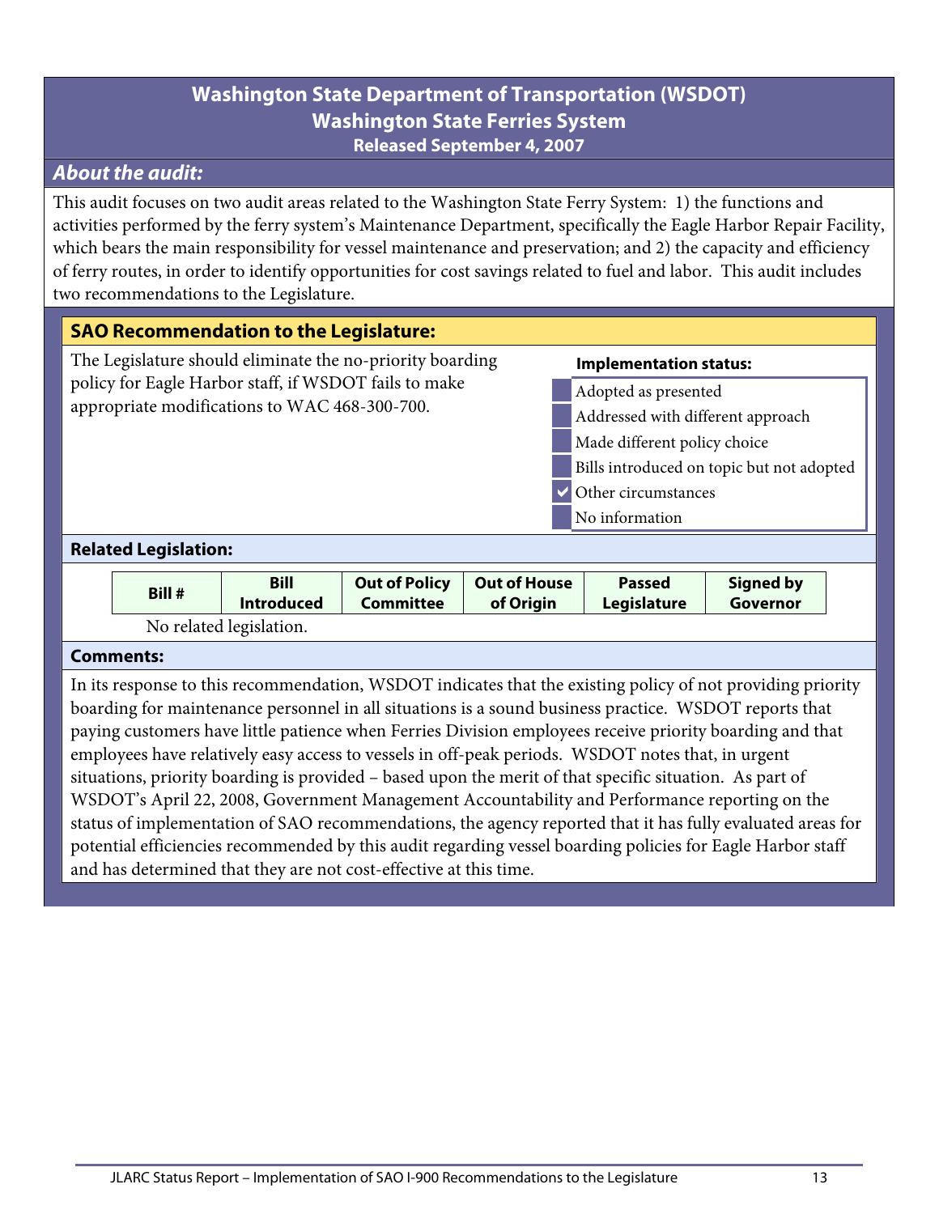## Washington State Department of Transportation (WSDOT)
## Washington State Ferries System
**Released September 4, 2007**

### *About the audit:*

This audit focuses on two audit areas related to the Washington State Ferry System: 1) the functions and activities performed by the ferry system's Maintenance Department, specifically the Eagle Harbor Repair Facility, which bears the main responsibility for vessel maintenance and preservation; and 2) the capacity and efficiency of ferry routes, in order to identify opportunities for cost savings related to fuel and labor. This audit includes two recommendations to the Legislature.

### SAO Recommendation to the Legislature:

The Legislature should eliminate the no-priority boarding policy for Eagle Harbor staff, if WSDOT fails to make appropriate modifications to WAC 468-300-700.

**Implementation status:**

- [ ] Adopted as presented
- [ ] Addressed with different approach
- [ ] Made different policy choice
- [ ] Bills introduced on topic but not adopted
- [x] Other circumstances
- [ ] No information

### Related Legislation:

| Bill # | Bill Introduced | Out of Policy Committee | Out of House of Origin | Passed Legislature | Signed by Governor |
|---|---|---|---|---|---|

No related legislation.

### Comments:

In its response to this recommendation, WSDOT indicates that the existing policy of not providing priority boarding for maintenance personnel in all situations is a sound business practice. WSDOT reports that paying customers have little patience when Ferries Division employees receive priority boarding and that employees have relatively easy access to vessels in off-peak periods. WSDOT notes that, in urgent situations, priority boarding is provided – based upon the merit of that specific situation. As part of WSDOT's April 22, 2008, Government Management Accountability and Performance reporting on the status of implementation of SAO recommendations, the agency reported that it has fully evaluated areas for potential efficiencies recommended by this audit regarding vessel boarding policies for Eagle Harbor staff and has determined that they are not cost-effective at this time.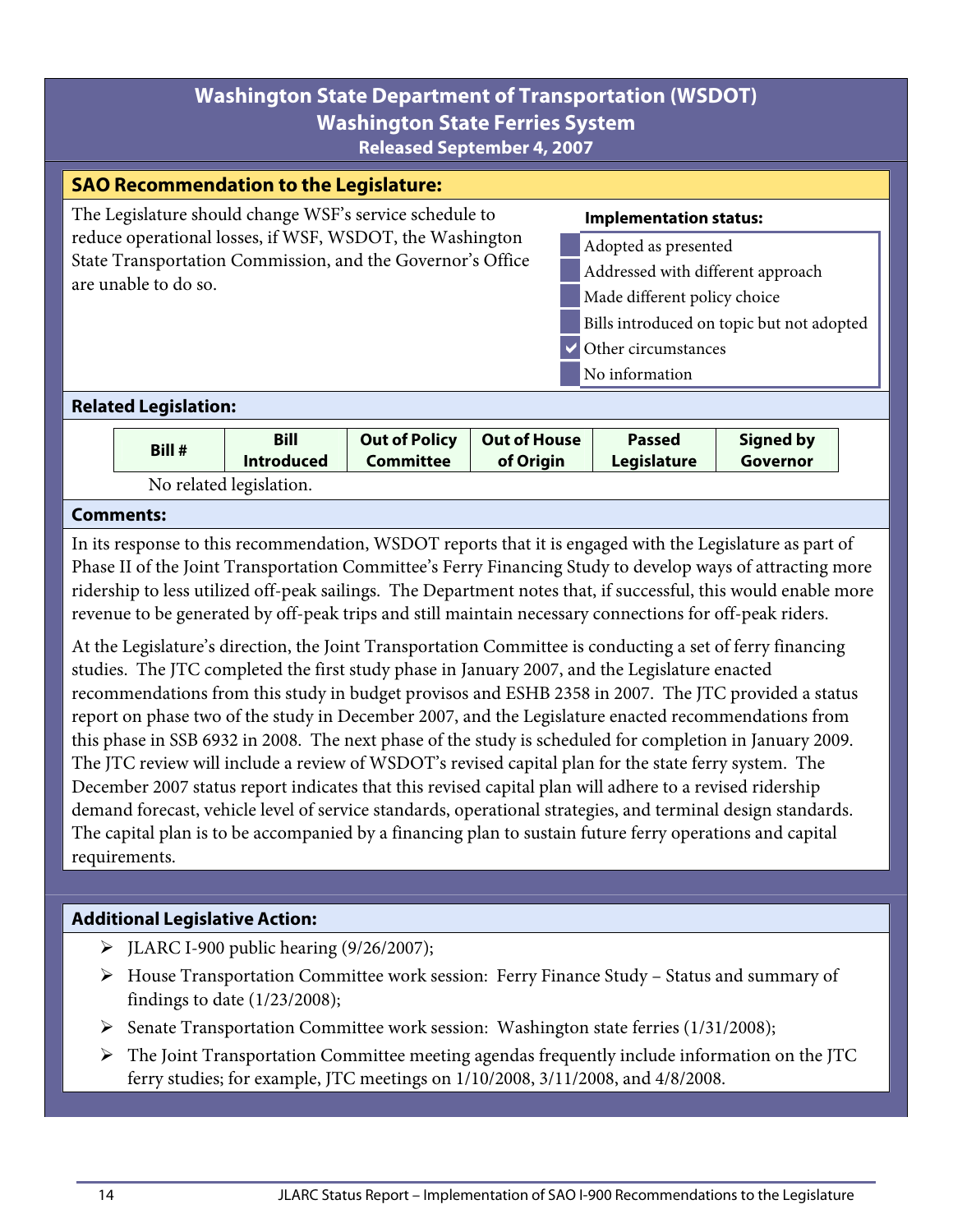# Washington State Department of Transportation (WSDOT)
## Washington State Ferries System
**Released September 4, 2007**

### SAO Recommendation to the Legislature:

The Legislature should change WSF's service schedule to reduce operational losses, if WSF, WSDOT, the Washington State Transportation Commission, and the Governor's Office are unable to do so.

**Implementation status:**

- [ ] Adopted as presented
- [ ] Addressed with different approach
- [ ] Made different policy choice
- [ ] Bills introduced on topic but not adopted
- [x] Other circumstances
- [ ] No information

### Related Legislation:

| Bill # | Bill Introduced | Out of Policy Committee | Out of House of Origin | Passed Legislature | Signed by Governor |
|---|---|---|---|---|---|

No related legislation.

### Comments:

In its response to this recommendation, WSDOT reports that it is engaged with the Legislature as part of Phase II of the Joint Transportation Committee's Ferry Financing Study to develop ways of attracting more ridership to less utilized off-peak sailings. The Department notes that, if successful, this would enable more revenue to be generated by off-peak trips and still maintain necessary connections for off-peak riders.

At the Legislature's direction, the Joint Transportation Committee is conducting a set of ferry financing studies. The JTC completed the first study phase in January 2007, and the Legislature enacted recommendations from this study in budget provisos and ESHB 2358 in 2007. The JTC provided a status report on phase two of the study in December 2007, and the Legislature enacted recommendations from this phase in SSB 6932 in 2008. The next phase of the study is scheduled for completion in January 2009. The JTC review will include a review of WSDOT's revised capital plan for the state ferry system. The December 2007 status report indicates that this revised capital plan will adhere to a revised ridership demand forecast, vehicle level of service standards, operational strategies, and terminal design standards. The capital plan is to be accompanied by a financing plan to sustain future ferry operations and capital requirements.

### Additional Legislative Action:

- JLARC I-900 public hearing (9/26/2007);
- House Transportation Committee work session: Ferry Finance Study – Status and summary of findings to date (1/23/2008);
- Senate Transportation Committee work session: Washington state ferries (1/31/2008);
- The Joint Transportation Committee meeting agendas frequently include information on the JTC ferry studies; for example, JTC meetings on 1/10/2008, 3/11/2008, and 4/8/2008.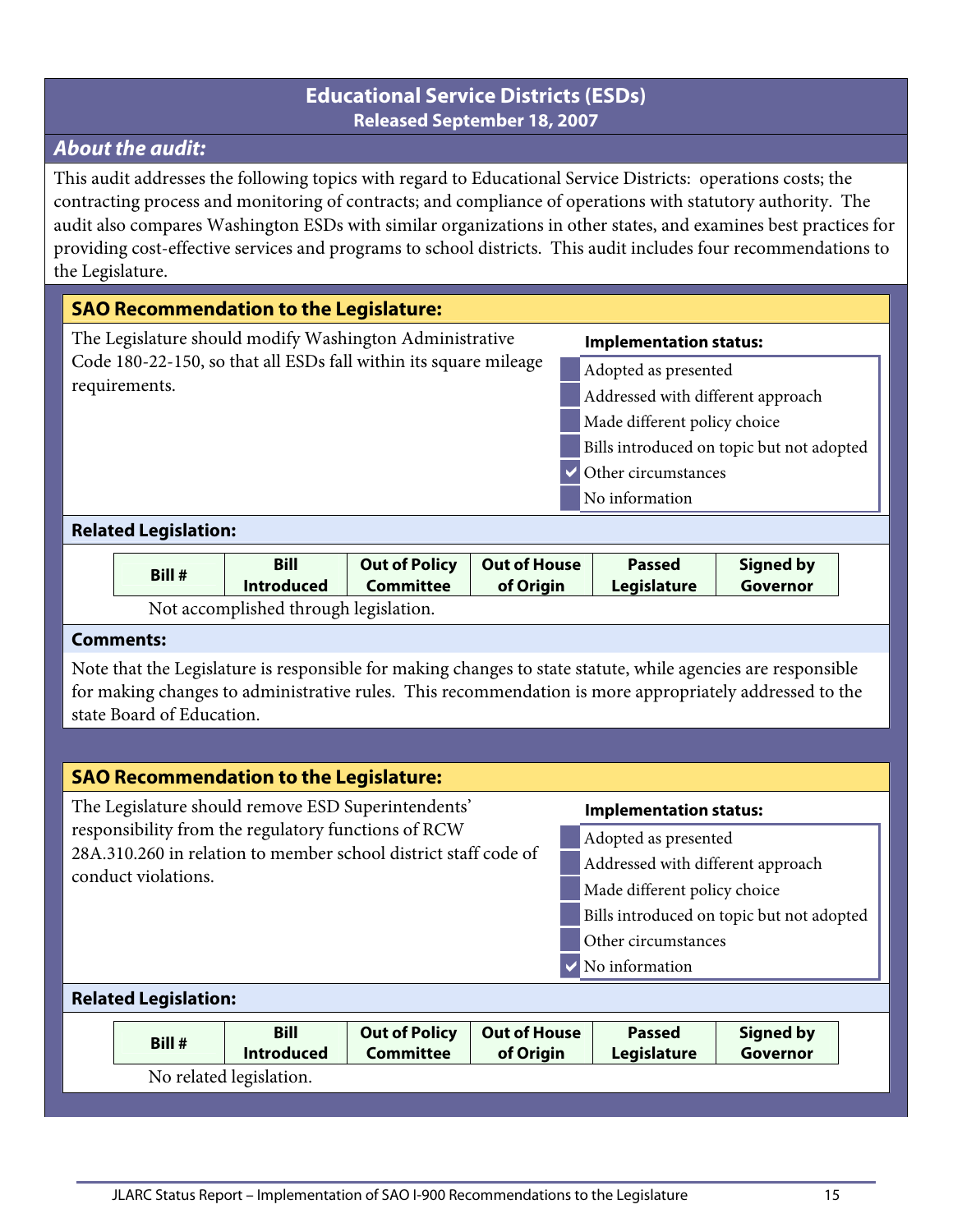## Educational Service Districts (ESDs)

**Released September 18, 2007**

### *About the audit:*

This audit addresses the following topics with regard to Educational Service Districts: operations costs; the contracting process and monitoring of contracts; and compliance of operations with statutory authority. The audit also compares Washington ESDs with similar organizations in other states, and examines best practices for providing cost-effective services and programs to school districts. This audit includes four recommendations to the Legislature.

### SAO Recommendation to the Legislature:

The Legislature should modify Washington Administrative Code 180-22-150, so that all ESDs fall within its square mileage requirements.

**Implementation status:**

- [ ] Adopted as presented
- [ ] Addressed with different approach
- [ ] Made different policy choice
- [ ] Bills introduced on topic but not adopted
- [x] Other circumstances
- [ ] No information

**Related Legislation:**

| Bill # | Bill Introduced | Out of Policy Committee | Out of House of Origin | Passed Legislature | Signed by Governor |
|---|---|---|---|---|---|

Not accomplished through legislation.

**Comments:**

Note that the Legislature is responsible for making changes to state statute, while agencies are responsible for making changes to administrative rules. This recommendation is more appropriately addressed to the state Board of Education.

### SAO Recommendation to the Legislature:

The Legislature should remove ESD Superintendents' responsibility from the regulatory functions of RCW 28A.310.260 in relation to member school district staff code of conduct violations.

**Implementation status:**

- [ ] Adopted as presented
- [ ] Addressed with different approach
- [ ] Made different policy choice
- [ ] Bills introduced on topic but not adopted
- [ ] Other circumstances
- [x] No information

**Related Legislation:**

| Bill # | Bill Introduced | Out of Policy Committee | Out of House of Origin | Passed Legislature | Signed by Governor |
|---|---|---|---|---|---|

No related legislation.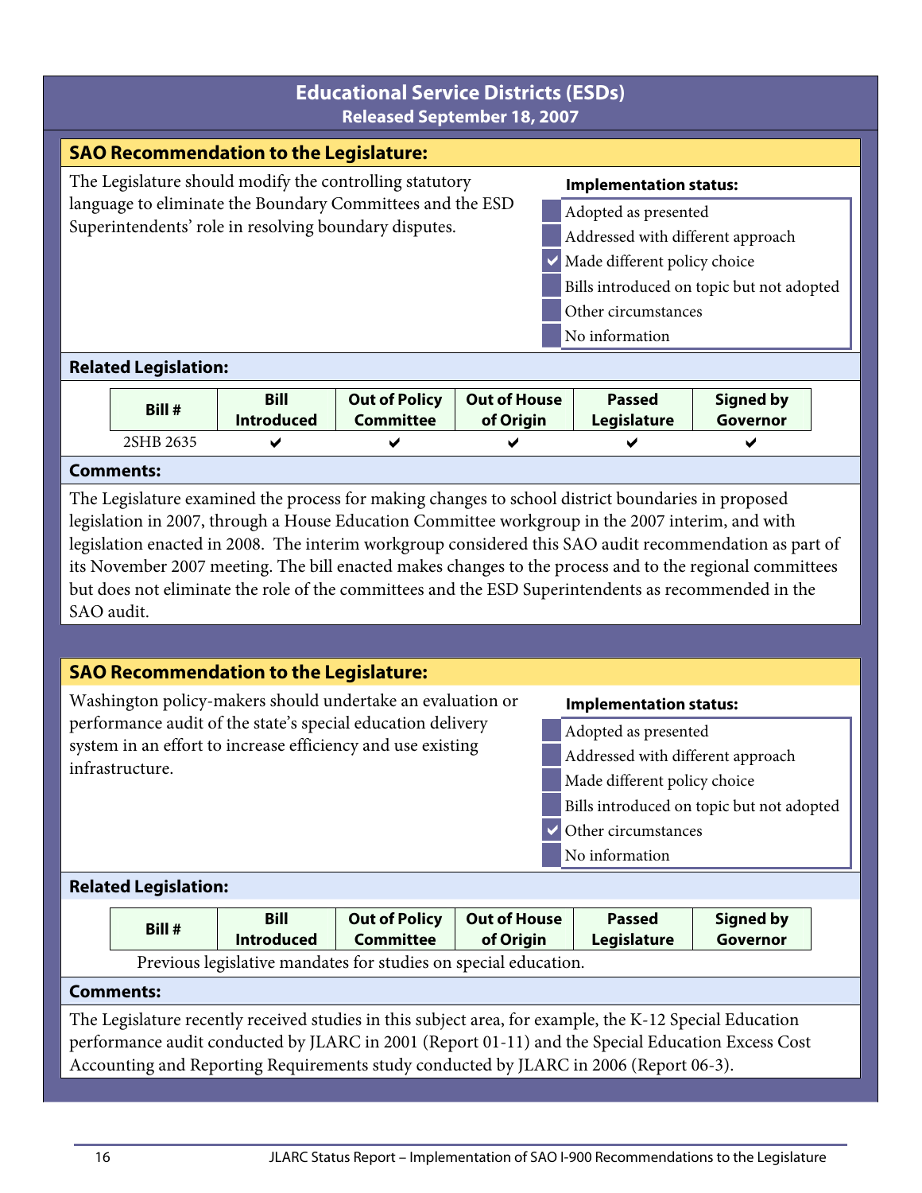## Educational Service Districts (ESDs)

**Released September 18, 2007**

### SAO Recommendation to the Legislature:

The Legislature should modify the controlling statutory language to eliminate the Boundary Committees and the ESD Superintendents' role in resolving boundary disputes.

**Implementation status:**

- [ ] Adopted as presented
- [ ] Addressed with different approach
- [x] Made different policy choice
- [ ] Bills introduced on topic but not adopted
- [ ] Other circumstances
- [ ] No information

### Related Legislation:

| Bill # | Bill Introduced | Out of Policy Committee | Out of House of Origin | Passed Legislature | Signed by Governor |
|---|---|---|---|---|---|
| 2SHB 2635 | ✔ | ✔ | ✔ | ✔ | ✔ |

### Comments:

The Legislature examined the process for making changes to school district boundaries in proposed legislation in 2007, through a House Education Committee workgroup in the 2007 interim, and with legislation enacted in 2008. The interim workgroup considered this SAO audit recommendation as part of its November 2007 meeting. The bill enacted makes changes to the process and to the regional committees but does not eliminate the role of the committees and the ESD Superintendents as recommended in the SAO audit.

### SAO Recommendation to the Legislature:

Washington policy-makers should undertake an evaluation or performance audit of the state's special education delivery system in an effort to increase efficiency and use existing infrastructure.

**Implementation status:**

- [ ] Adopted as presented
- [ ] Addressed with different approach
- [ ] Made different policy choice
- [ ] Bills introduced on topic but not adopted
- [x] Other circumstances
- [ ] No information

### Related Legislation:

| Bill # | Bill Introduced | Out of Policy Committee | Out of House of Origin | Passed Legislature | Signed by Governor |
|---|---|---|---|---|---|

Previous legislative mandates for studies on special education.

### Comments:

The Legislature recently received studies in this subject area, for example, the K-12 Special Education performance audit conducted by JLARC in 2001 (Report 01-11) and the Special Education Excess Cost Accounting and Reporting Requirements study conducted by JLARC in 2006 (Report 06-3).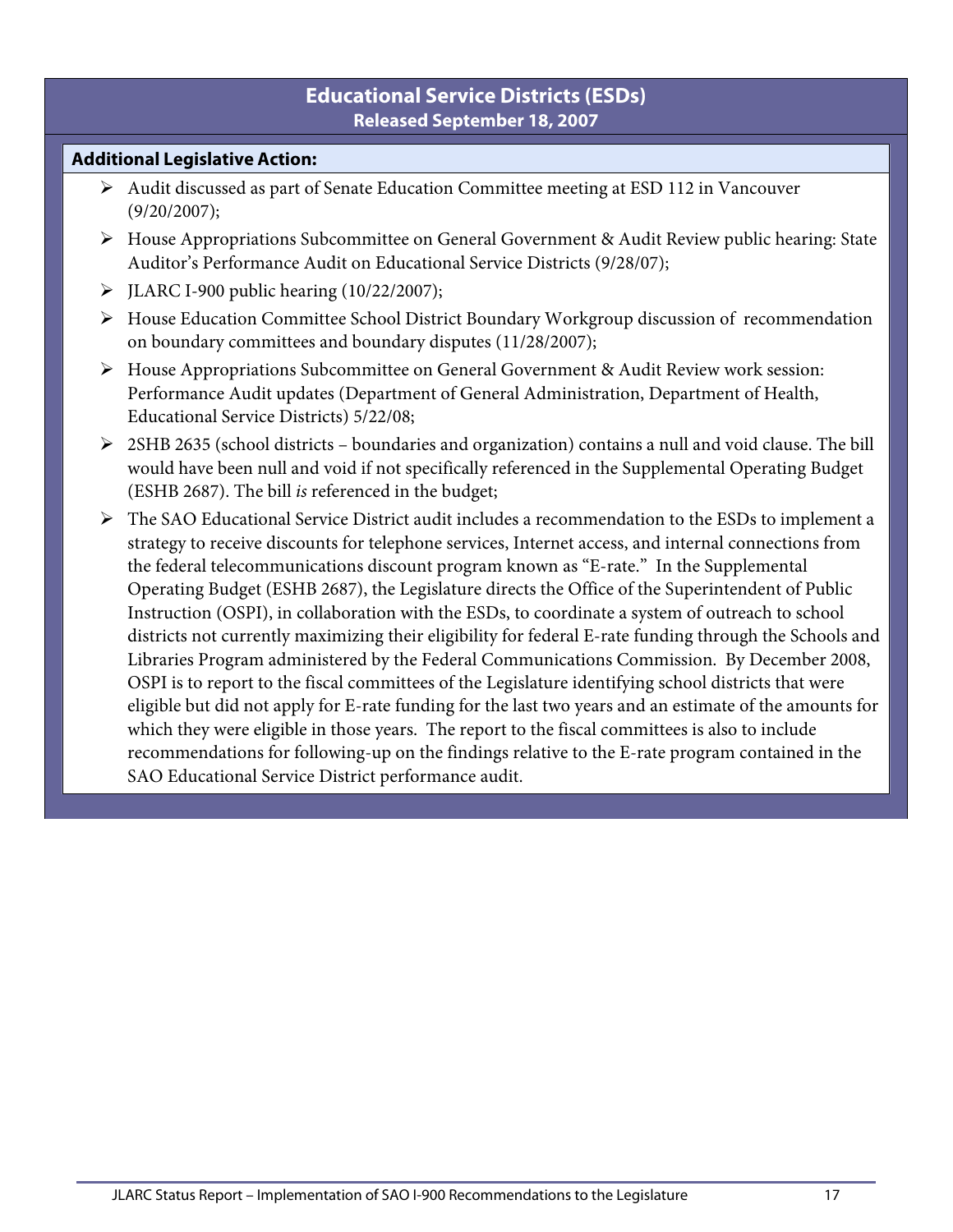## Educational Service Districts (ESDs)

**Released September 18, 2007**

**Additional Legislative Action:**

- Audit discussed as part of Senate Education Committee meeting at ESD 112 in Vancouver (9/20/2007);
- House Appropriations Subcommittee on General Government & Audit Review public hearing: State Auditor's Performance Audit on Educational Service Districts (9/28/07);
- JLARC I-900 public hearing (10/22/2007);
- House Education Committee School District Boundary Workgroup discussion of recommendation on boundary committees and boundary disputes (11/28/2007);
- House Appropriations Subcommittee on General Government & Audit Review work session: Performance Audit updates (Department of General Administration, Department of Health, Educational Service Districts) 5/22/08;
- 2SHB 2635 (school districts – boundaries and organization) contains a null and void clause. The bill would have been null and void if not specifically referenced in the Supplemental Operating Budget (ESHB 2687). The bill *is* referenced in the budget;
- The SAO Educational Service District audit includes a recommendation to the ESDs to implement a strategy to receive discounts for telephone services, Internet access, and internal connections from the federal telecommunications discount program known as "E-rate." In the Supplemental Operating Budget (ESHB 2687), the Legislature directs the Office of the Superintendent of Public Instruction (OSPI), in collaboration with the ESDs, to coordinate a system of outreach to school districts not currently maximizing their eligibility for federal E-rate funding through the Schools and Libraries Program administered by the Federal Communications Commission. By December 2008, OSPI is to report to the fiscal committees of the Legislature identifying school districts that were eligible but did not apply for E-rate funding for the last two years and an estimate of the amounts for which they were eligible in those years. The report to the fiscal committees is also to include recommendations for following-up on the findings relative to the E-rate program contained in the SAO Educational Service District performance audit.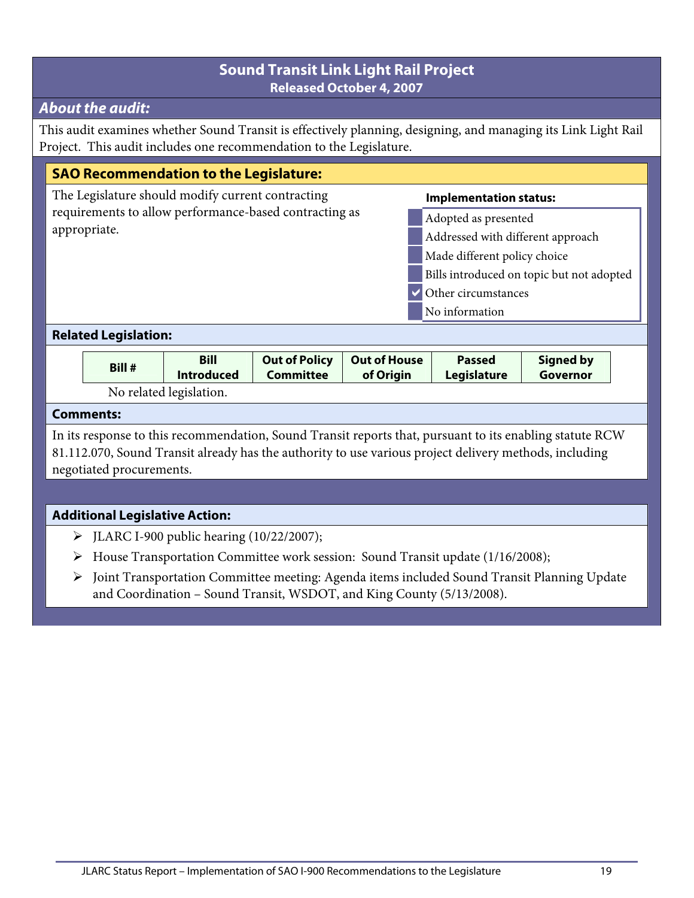## Sound Transit Link Light Rail Project

**Released October 4, 2007**

### *About the audit:*

This audit examines whether Sound Transit is effectively planning, designing, and managing its Link Light Rail Project. This audit includes one recommendation to the Legislature.

### SAO Recommendation to the Legislature:

The Legislature should modify current contracting requirements to allow performance-based contracting as appropriate.

**Implementation status:**

- [ ] Adopted as presented
- [ ] Addressed with different approach
- [ ] Made different policy choice
- [ ] Bills introduced on topic but not adopted
- [x] Other circumstances
- [ ] No information

### Related Legislation:

| Bill # | Bill Introduced | Out of Policy Committee | Out of House of Origin | Passed Legislature | Signed by Governor |
|---|---|---|---|---|---|

No related legislation.

### Comments:

In its response to this recommendation, Sound Transit reports that, pursuant to its enabling statute RCW 81.112.070, Sound Transit already has the authority to use various project delivery methods, including negotiated procurements.

### Additional Legislative Action:

- JLARC I-900 public hearing (10/22/2007);
- House Transportation Committee work session: Sound Transit update (1/16/2008);
- Joint Transportation Committee meeting: Agenda items included Sound Transit Planning Update and Coordination – Sound Transit, WSDOT, and King County (5/13/2008).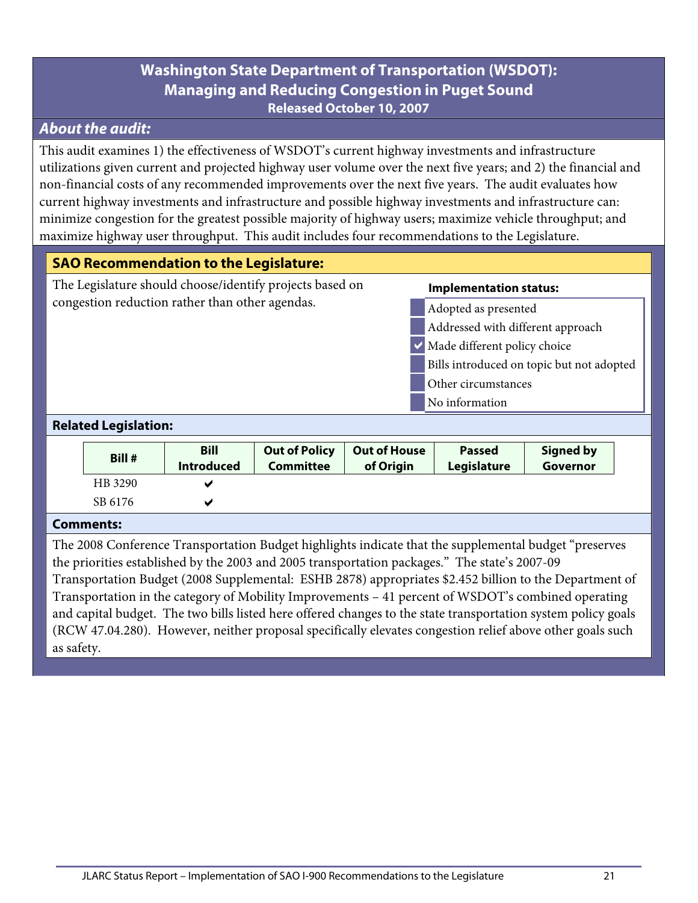# Washington State Department of Transportation (WSDOT): Managing and Reducing Congestion in Puget Sound

**Released October 10, 2007**

## *About the audit:*

This audit examines 1) the effectiveness of WSDOT's current highway investments and infrastructure utilizations given current and projected highway user volume over the next five years; and 2) the financial and non-financial costs of any recommended improvements over the next five years. The audit evaluates how current highway investments and infrastructure and possible highway investments and infrastructure can: minimize congestion for the greatest possible majority of highway users; maximize vehicle throughput; and maximize highway user throughput. This audit includes four recommendations to the Legislature.

### SAO Recommendation to the Legislature:

The Legislature should choose/identify projects based on congestion reduction rather than other agendas.

**Implementation status:**

- [ ] Adopted as presented
- [ ] Addressed with different approach
- [x] Made different policy choice
- [ ] Bills introduced on topic but not adopted
- [ ] Other circumstances
- [ ] No information

### Related Legislation:

| Bill # | Bill Introduced | Out of Policy Committee | Out of House of Origin | Passed Legislature | Signed by Governor |
|---|---|---|---|---|---|
| HB 3290 | ✔ | | | | |
| SB 6176 | ✔ | | | | |

### Comments:

The 2008 Conference Transportation Budget highlights indicate that the supplemental budget "preserves the priorities established by the 2003 and 2005 transportation packages." The state's 2007-09 Transportation Budget (2008 Supplemental: ESHB 2878) appropriates $2.452 billion to the Department of Transportation in the category of Mobility Improvements – 41 percent of WSDOT's combined operating and capital budget. The two bills listed here offered changes to the state transportation system policy goals (RCW 47.04.280). However, neither proposal specifically elevates congestion relief above other goals such as safety.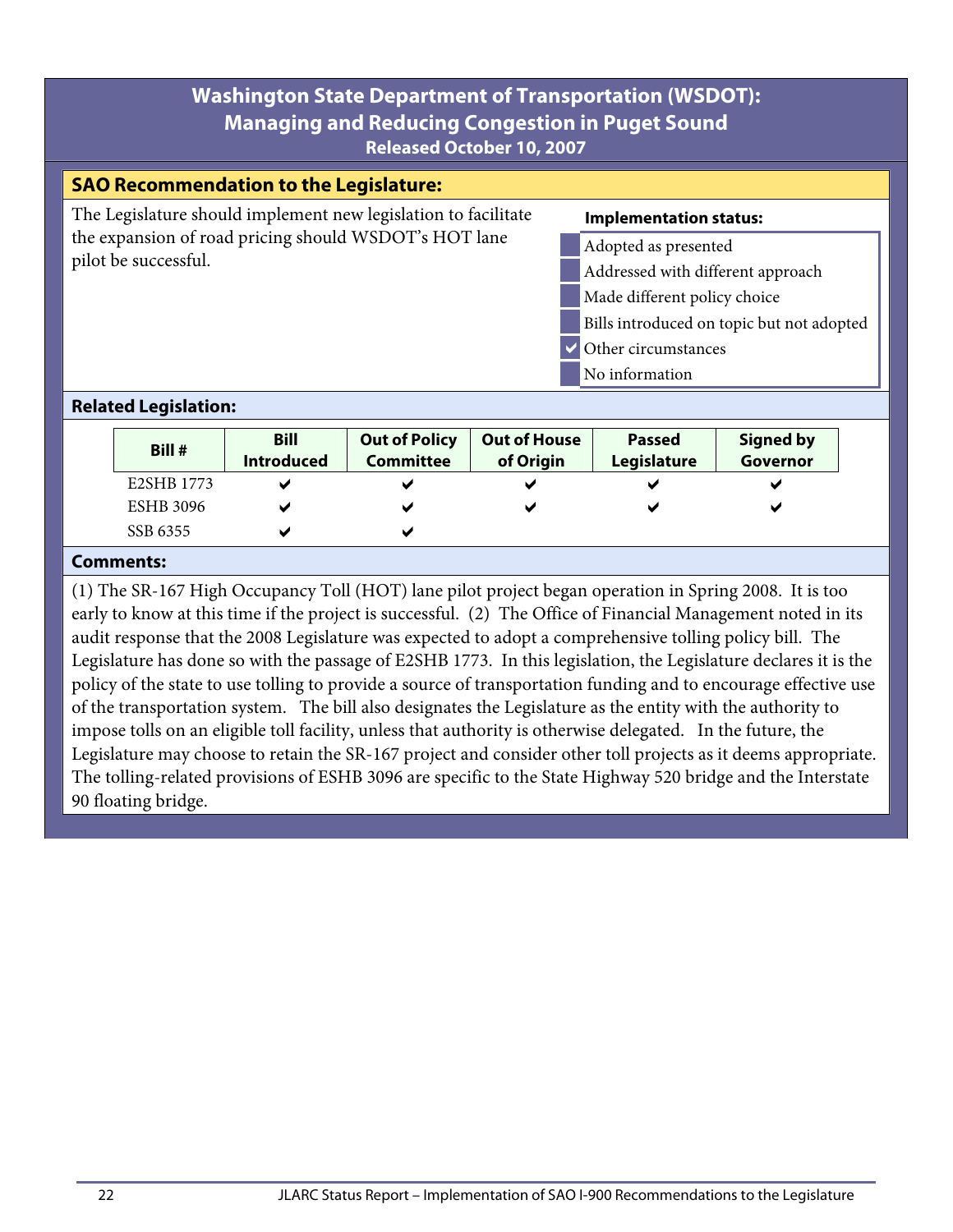# Washington State Department of Transportation (WSDOT): Managing and Reducing Congestion in Puget Sound

**Released October 10, 2007**

## SAO Recommendation to the Legislature:

The Legislature should implement new legislation to facilitate the expansion of road pricing should WSDOT's HOT lane pilot be successful.

**Implementation status:**

- [ ] Adopted as presented
- [ ] Addressed with different approach
- [ ] Made different policy choice
- [ ] Bills introduced on topic but not adopted
- [x] Other circumstances
- [ ] No information

## Related Legislation:

| Bill # | Bill Introduced | Out of Policy Committee | Out of House of Origin | Passed Legislature | Signed by Governor |
|---|---|---|---|---|---|
| E2SHB 1773 | ✔ | ✔ | ✔ | ✔ | ✔ |
| ESHB 3096 | ✔ | ✔ | ✔ | ✔ | ✔ |
| SSB 6355 | ✔ | ✔ | | | |

## Comments:

(1) The SR-167 High Occupancy Toll (HOT) lane pilot project began operation in Spring 2008. It is too early to know at this time if the project is successful. (2) The Office of Financial Management noted in its audit response that the 2008 Legislature was expected to adopt a comprehensive tolling policy bill. The Legislature has done so with the passage of E2SHB 1773. In this legislation, the Legislature declares it is the policy of the state to use tolling to provide a source of transportation funding and to encourage effective use of the transportation system. The bill also designates the Legislature as the entity with the authority to impose tolls on an eligible toll facility, unless that authority is otherwise delegated. In the future, the Legislature may choose to retain the SR-167 project and consider other toll projects as it deems appropriate. The tolling-related provisions of ESHB 3096 are specific to the State Highway 520 bridge and the Interstate 90 floating bridge.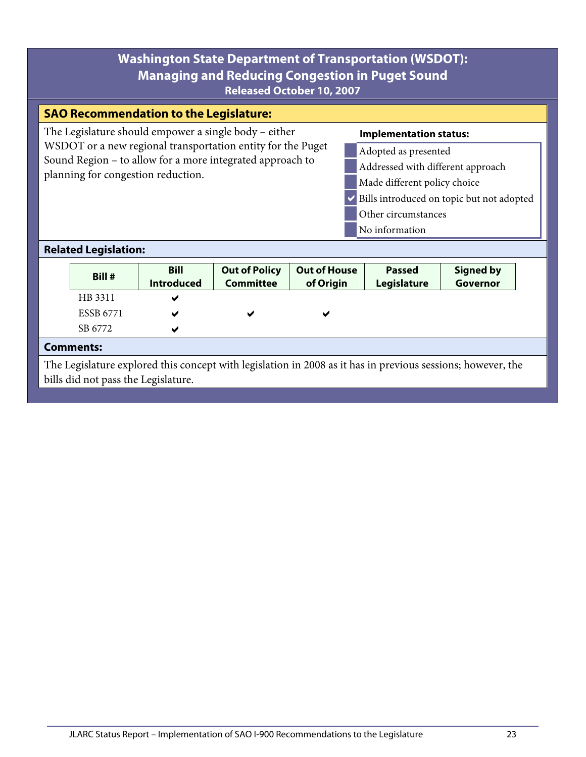# Washington State Department of Transportation (WSDOT): Managing and Reducing Congestion in Puget Sound

**Released October 10, 2007**

## SAO Recommendation to the Legislature:

The Legislature should empower a single body – either WSDOT or a new regional transportation entity for the Puget Sound Region – to allow for a more integrated approach to planning for congestion reduction.

**Implementation status:**

- ☐ Adopted as presented
- ☐ Addressed with different approach
- ☐ Made different policy choice
- ☑ Bills introduced on topic but not adopted
- ☐ Other circumstances
- ☐ No information

## Related Legislation:

| Bill # | Bill Introduced | Out of Policy Committee | Out of House of Origin | Passed Legislature | Signed by Governor |
|---|---|---|---|---|---|
| HB 3311 | ✔ | | | | |
| ESSB 6771 | ✔ | ✔ | ✔ | | |
| SB 6772 | ✔ | | | | |

## Comments:

The Legislature explored this concept with legislation in 2008 as it has in previous sessions; however, the bills did not pass the Legislature.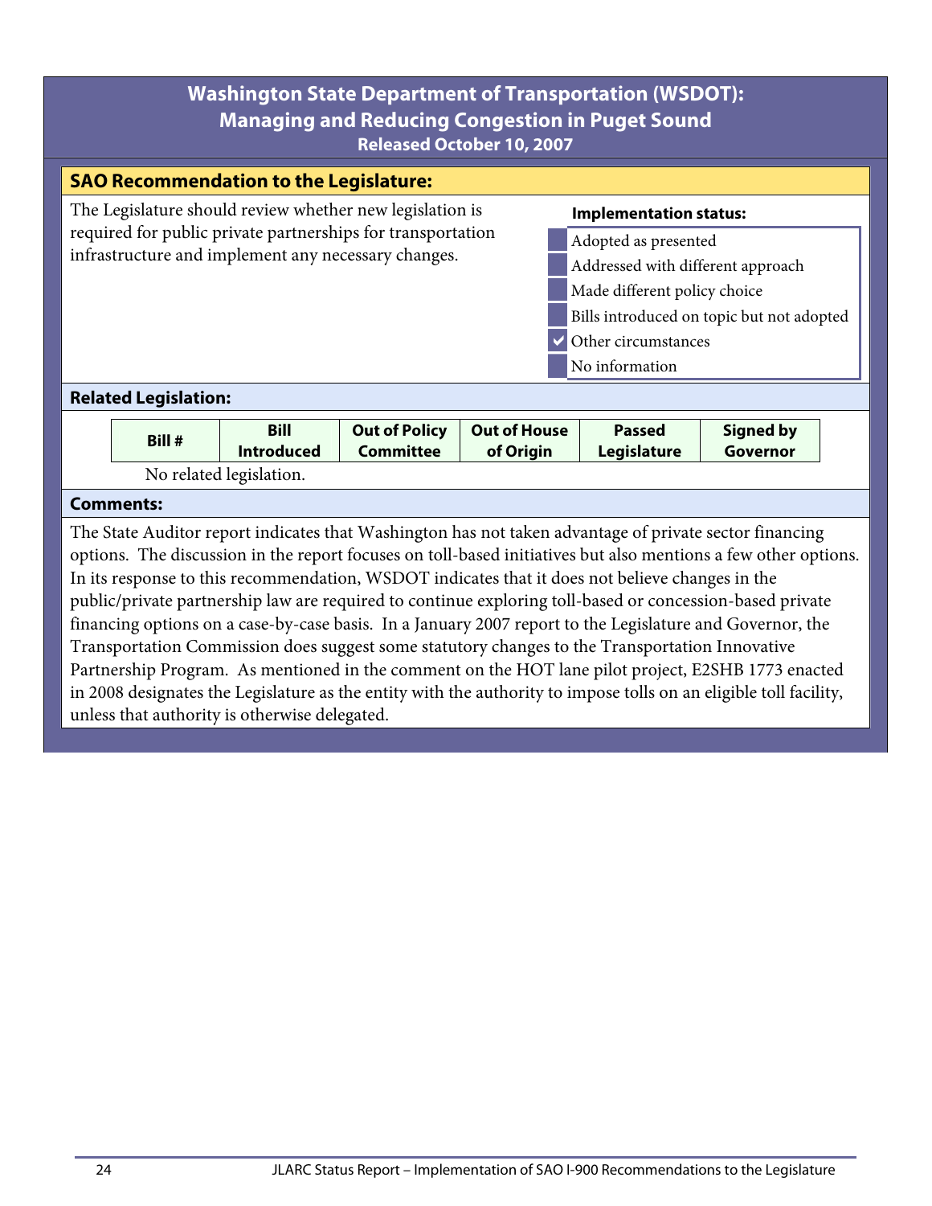# Washington State Department of Transportation (WSDOT): Managing and Reducing Congestion in Puget Sound

**Released October 10, 2007**

## SAO Recommendation to the Legislature:

The Legislature should review whether new legislation is required for public private partnerships for transportation infrastructure and implement any necessary changes.

**Implementation status:**

- [ ] Adopted as presented
- [ ] Addressed with different approach
- [ ] Made different policy choice
- [ ] Bills introduced on topic but not adopted
- [x] Other circumstances
- [ ] No information

## Related Legislation:

| Bill # | Bill Introduced | Out of Policy Committee | Out of House of Origin | Passed Legislature | Signed by Governor |
|---|---|---|---|---|---|

No related legislation.

## Comments:

The State Auditor report indicates that Washington has not taken advantage of private sector financing options. The discussion in the report focuses on toll-based initiatives but also mentions a few other options. In its response to this recommendation, WSDOT indicates that it does not believe changes in the public/private partnership law are required to continue exploring toll-based or concession-based private financing options on a case-by-case basis. In a January 2007 report to the Legislature and Governor, the Transportation Commission does suggest some statutory changes to the Transportation Innovative Partnership Program. As mentioned in the comment on the HOT lane pilot project, E2SHB 1773 enacted in 2008 designates the Legislature as the entity with the authority to impose tolls on an eligible toll facility, unless that authority is otherwise delegated.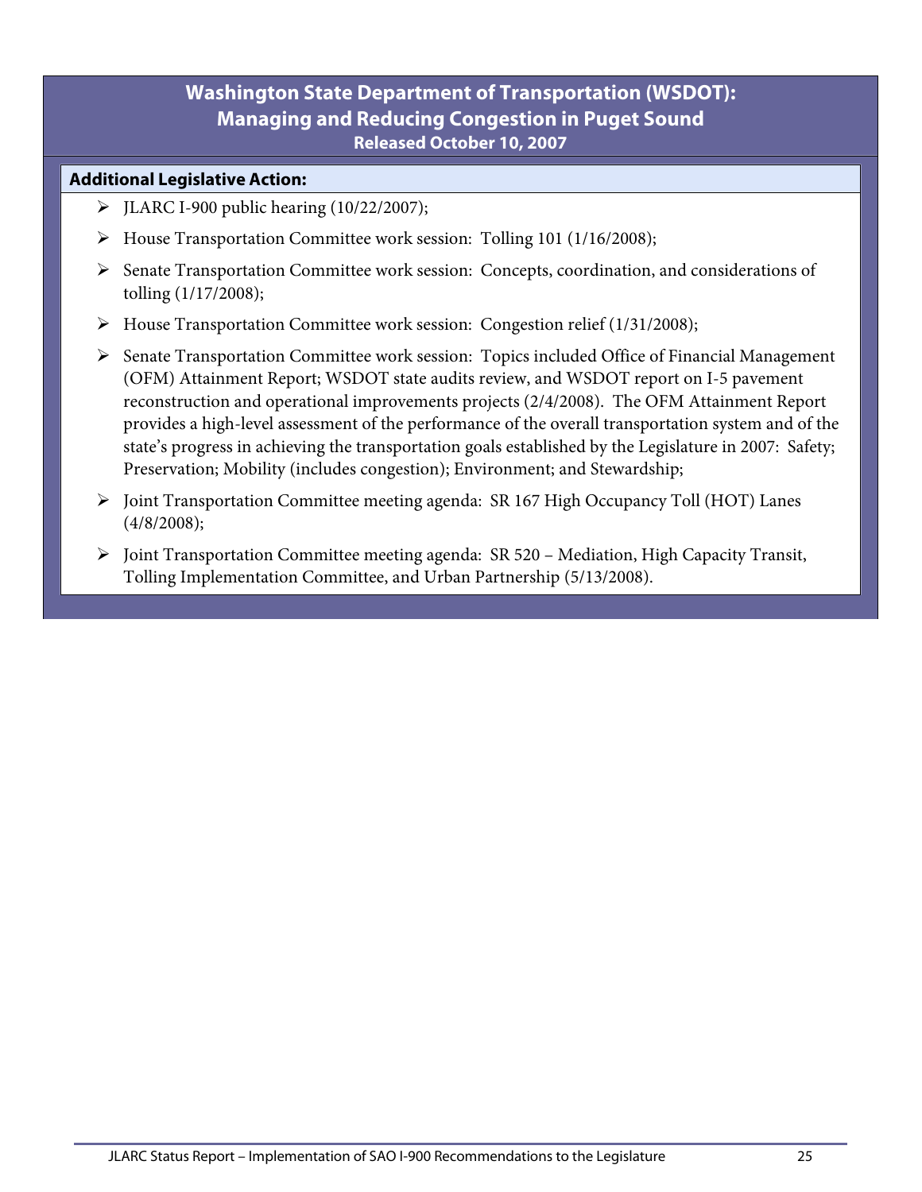## Washington State Department of Transportation (WSDOT): Managing and Reducing Congestion in Puget Sound

**Released October 10, 2007**

**Additional Legislative Action:**

- JLARC I-900 public hearing (10/22/2007);
- House Transportation Committee work session: Tolling 101 (1/16/2008);
- Senate Transportation Committee work session: Concepts, coordination, and considerations of tolling (1/17/2008);
- House Transportation Committee work session: Congestion relief (1/31/2008);
- Senate Transportation Committee work session: Topics included Office of Financial Management (OFM) Attainment Report; WSDOT state audits review, and WSDOT report on I-5 pavement reconstruction and operational improvements projects (2/4/2008). The OFM Attainment Report provides a high-level assessment of the performance of the overall transportation system and of the state's progress in achieving the transportation goals established by the Legislature in 2007: Safety; Preservation; Mobility (includes congestion); Environment; and Stewardship;
- Joint Transportation Committee meeting agenda: SR 167 High Occupancy Toll (HOT) Lanes (4/8/2008);
- Joint Transportation Committee meeting agenda: SR 520 – Mediation, High Capacity Transit, Tolling Implementation Committee, and Urban Partnership (5/13/2008).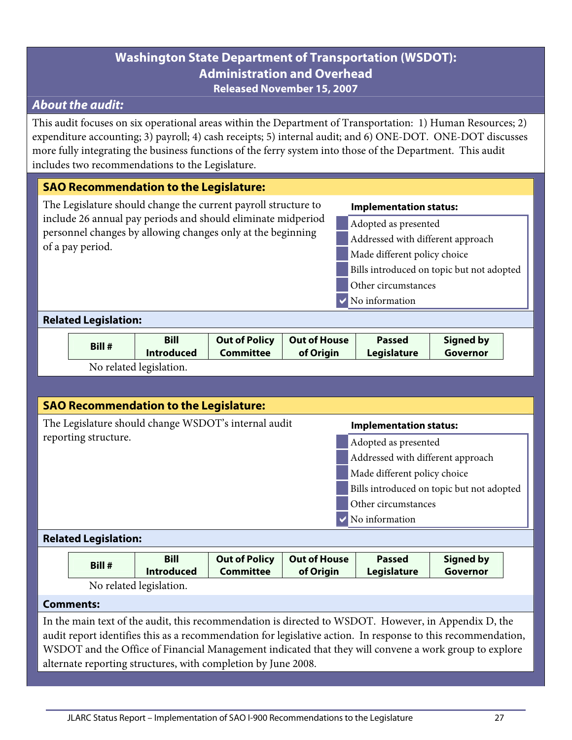# Washington State Department of Transportation (WSDOT): Administration and Overhead

**Released November 15, 2007**

## *About the audit:*

This audit focuses on six operational areas within the Department of Transportation: 1) Human Resources; 2) expenditure accounting; 3) payroll; 4) cash receipts; 5) internal audit; and 6) ONE-DOT. ONE-DOT discusses more fully integrating the business functions of the ferry system into those of the Department. This audit includes two recommendations to the Legislature.

### SAO Recommendation to the Legislature:

The Legislature should change the current payroll structure to include 26 annual pay periods and should eliminate midperiod personnel changes by allowing changes only at the beginning of a pay period.

**Implementation status:**

- [ ] Adopted as presented
- [ ] Addressed with different approach
- [ ] Made different policy choice
- [ ] Bills introduced on topic but not adopted
- [ ] Other circumstances
- [x] No information

**Related Legislation:**

| Bill # | Bill Introduced | Out of Policy Committee | Out of House of Origin | Passed Legislature | Signed by Governor |
|---|---|---|---|---|---|

No related legislation.

### SAO Recommendation to the Legislature:

The Legislature should change WSDOT's internal audit reporting structure.

**Implementation status:**

- [ ] Adopted as presented
- [ ] Addressed with different approach
- [ ] Made different policy choice
- [ ] Bills introduced on topic but not adopted
- [ ] Other circumstances
- [x] No information

**Related Legislation:**

| Bill # | Bill Introduced | Out of Policy Committee | Out of House of Origin | Passed Legislature | Signed by Governor |
|---|---|---|---|---|---|

No related legislation.

**Comments:**

In the main text of the audit, this recommendation is directed to WSDOT. However, in Appendix D, the audit report identifies this as a recommendation for legislative action. In response to this recommendation, WSDOT and the Office of Financial Management indicated that they will convene a work group to explore alternate reporting structures, with completion by June 2008.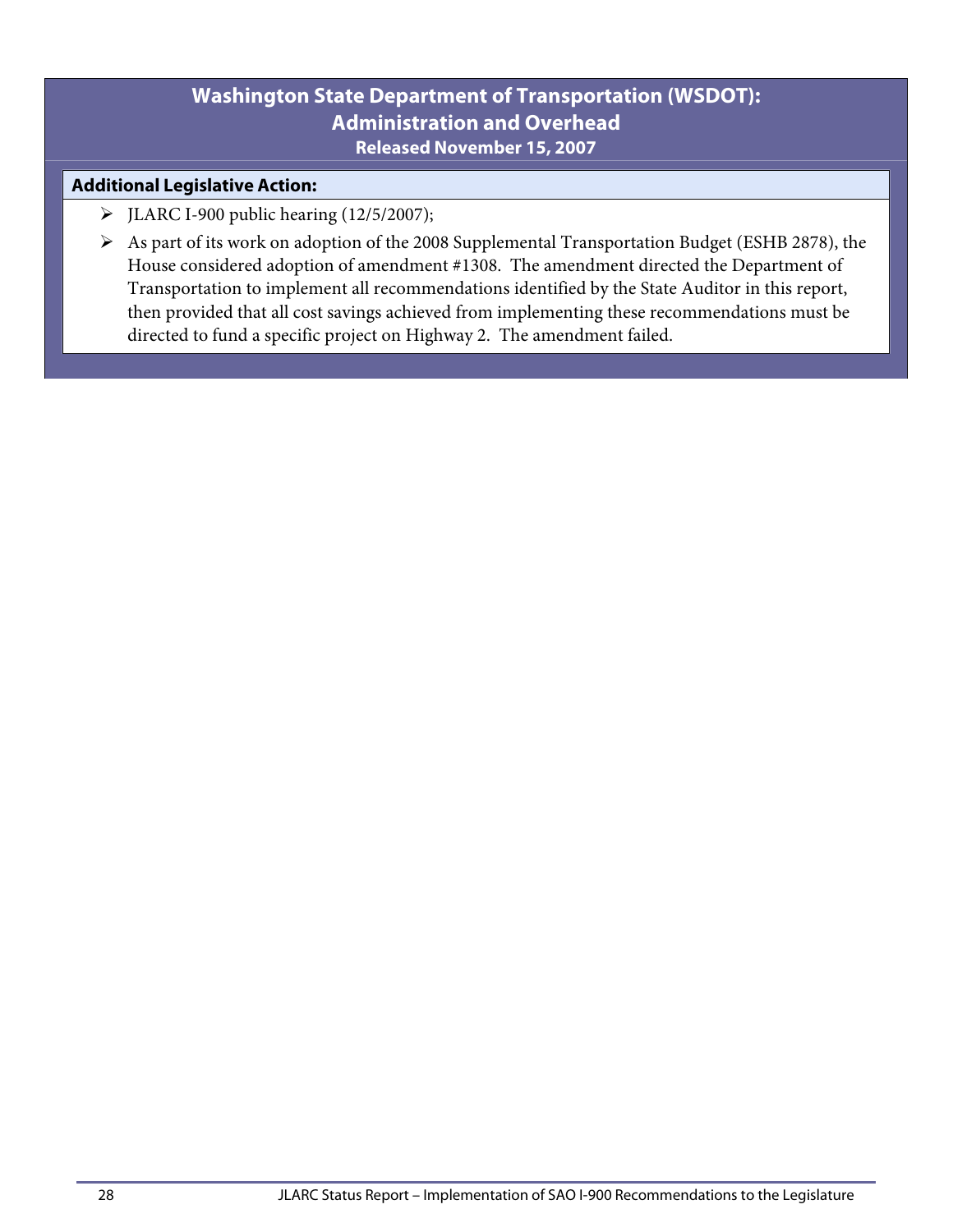## Washington State Department of Transportation (WSDOT): Administration and Overhead

**Released November 15, 2007**

**Additional Legislative Action:**

- JLARC I-900 public hearing (12/5/2007);
- As part of its work on adoption of the 2008 Supplemental Transportation Budget (ESHB 2878), the House considered adoption of amendment #1308. The amendment directed the Department of Transportation to implement all recommendations identified by the State Auditor in this report, then provided that all cost savings achieved from implementing these recommendations must be directed to fund a specific project on Highway 2. The amendment failed.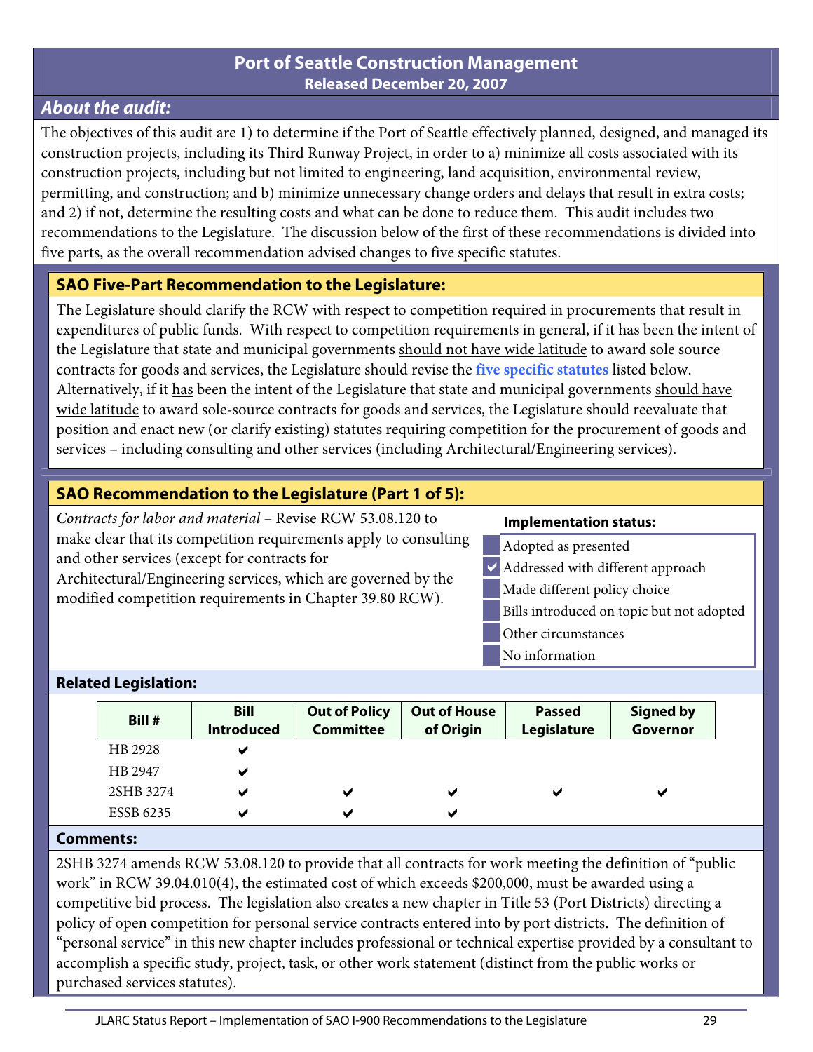## Port of Seattle Construction Management

**Released December 20, 2007**

### *About the audit:*

The objectives of this audit are 1) to determine if the Port of Seattle effectively planned, designed, and managed its construction projects, including its Third Runway Project, in order to a) minimize all costs associated with its construction projects, including but not limited to engineering, land acquisition, environmental review, permitting, and construction; and b) minimize unnecessary change orders and delays that result in extra costs; and 2) if not, determine the resulting costs and what can be done to reduce them. This audit includes two recommendations to the Legislature. The discussion below of the first of these recommendations is divided into five parts, as the overall recommendation advised changes to five specific statutes.

### SAO Five-Part Recommendation to the Legislature:

The Legislature should clarify the RCW with respect to competition required in procurements that result in expenditures of public funds. With respect to competition requirements in general, if it has been the intent of the Legislature that state and municipal governments should not have wide latitude to award sole source contracts for goods and services, the Legislature should revise the **five specific statutes** listed below. Alternatively, if it has been the intent of the Legislature that state and municipal governments should have wide latitude to award sole-source contracts for goods and services, the Legislature should reevaluate that position and enact new (or clarify existing) statutes requiring competition for the procurement of goods and services – including consulting and other services (including Architectural/Engineering services).

### SAO Recommendation to the Legislature (Part 1 of 5):

*Contracts for labor and material* – Revise RCW 53.08.120 to make clear that its competition requirements apply to consulting and other services (except for contracts for Architectural/Engineering services, which are governed by the modified competition requirements in Chapter 39.80 RCW).

**Implementation status:**

- [ ] Adopted as presented
- [x] Addressed with different approach
- [ ] Made different policy choice
- [ ] Bills introduced on topic but not adopted
- [ ] Other circumstances
- [ ] No information

### Related Legislation:

| Bill # | Bill Introduced | Out of Policy Committee | Out of House of Origin | Passed Legislature | Signed by Governor |
|---|---|---|---|---|---|
| HB 2928 | ✔ | | | | |
| HB 2947 | ✔ | | | | |
| 2SHB 3274 | ✔ | ✔ | ✔ | ✔ | ✔ |
| ESSB 6235 | ✔ | ✔ | ✔ | | |

### Comments:

2SHB 3274 amends RCW 53.08.120 to provide that all contracts for work meeting the definition of "public work" in RCW 39.04.010(4), the estimated cost of which exceeds $200,000, must be awarded using a competitive bid process. The legislation also creates a new chapter in Title 53 (Port Districts) directing a policy of open competition for personal service contracts entered into by port districts. The definition of "personal service" in this new chapter includes professional or technical expertise provided by a consultant to accomplish a specific study, project, task, or other work statement (distinct from the public works or purchased services statutes).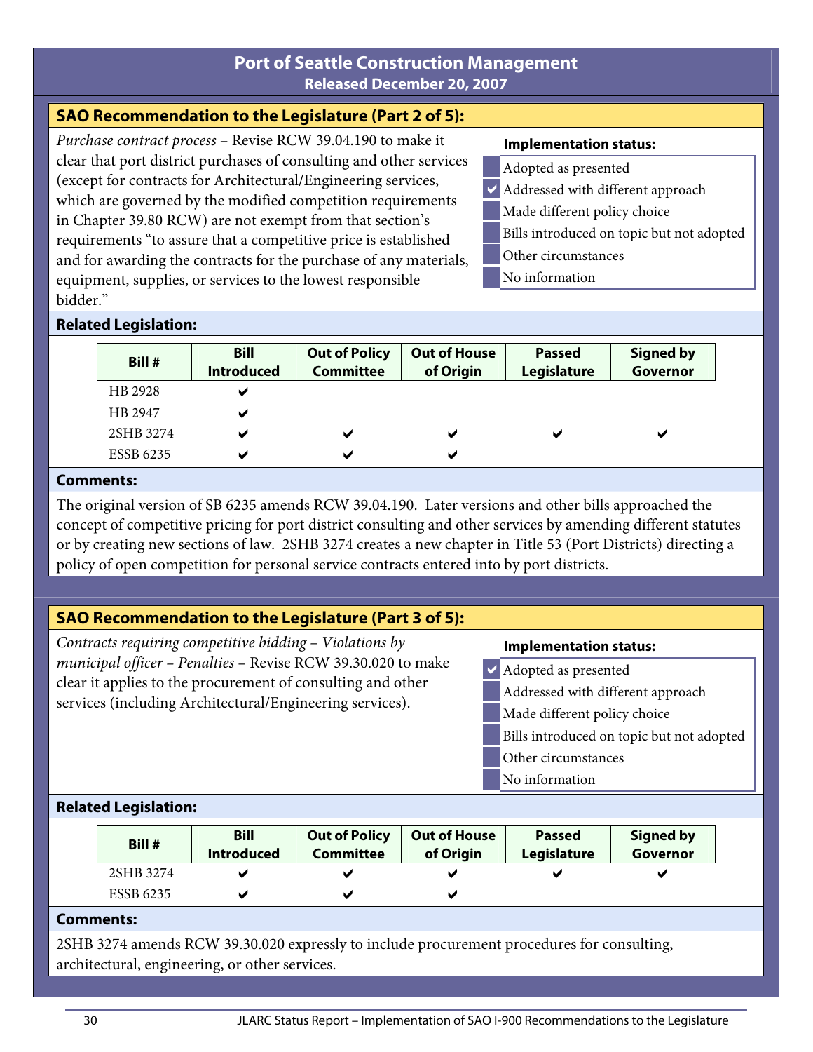# Port of Seattle Construction Management

**Released December 20, 2007**

## SAO Recommendation to the Legislature (Part 2 of 5):

*Purchase contract process* – Revise RCW 39.04.190 to make it clear that port district purchases of consulting and other services (except for contracts for Architectural/Engineering services, which are governed by the modified competition requirements in Chapter 39.80 RCW) are not exempt from that section's requirements "to assure that a competitive price is established and for awarding the contracts for the purchase of any materials, equipment, supplies, or services to the lowest responsible bidder."

**Implementation status:**

- [ ] Adopted as presented
- [x] Addressed with different approach
- [ ] Made different policy choice
- [ ] Bills introduced on topic but not adopted
- [ ] Other circumstances
- [ ] No information

### Related Legislation:

| Bill # | Bill Introduced | Out of Policy Committee | Out of House of Origin | Passed Legislature | Signed by Governor |
|---|---|---|---|---|---|
| HB 2928 | ✔ | | | | |
| HB 2947 | ✔ | | | | |
| 2SHB 3274 | ✔ | ✔ | ✔ | ✔ | ✔ |
| ESSB 6235 | ✔ | ✔ | ✔ | | |

### Comments:

The original version of SB 6235 amends RCW 39.04.190. Later versions and other bills approached the concept of competitive pricing for port district consulting and other services by amending different statutes or by creating new sections of law. 2SHB 3274 creates a new chapter in Title 53 (Port Districts) directing a policy of open competition for personal service contracts entered into by port districts.

## SAO Recommendation to the Legislature (Part 3 of 5):

*Contracts requiring competitive bidding – Violations by municipal officer – Penalties* – Revise RCW 39.30.020 to make clear it applies to the procurement of consulting and other services (including Architectural/Engineering services).

**Implementation status:**

- [x] Adopted as presented
- [ ] Addressed with different approach
- [ ] Made different policy choice
- [ ] Bills introduced on topic but not adopted
- [ ] Other circumstances
- [ ] No information

### Related Legislation:

| Bill # | Bill Introduced | Out of Policy Committee | Out of House of Origin | Passed Legislature | Signed by Governor |
|---|---|---|---|---|---|
| 2SHB 3274 | ✔ | ✔ | ✔ | ✔ | ✔ |
| ESSB 6235 | ✔ | ✔ | ✔ | | |

### Comments:

2SHB 3274 amends RCW 39.30.020 expressly to include procurement procedures for consulting, architectural, engineering, or other services.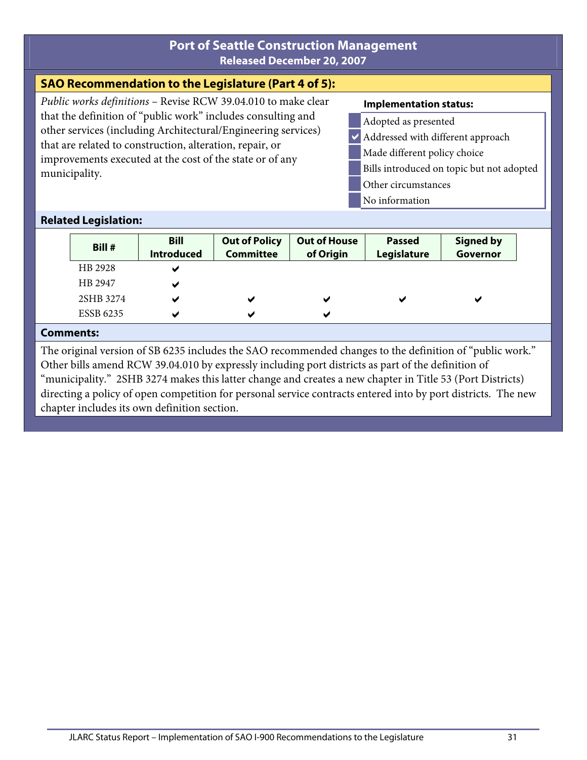## Port of Seattle Construction Management

**Released December 20, 2007**

### SAO Recommendation to the Legislature (Part 4 of 5):

*Public works definitions* – Revise RCW 39.04.010 to make clear that the definition of "public work" includes consulting and other services (including Architectural/Engineering services) that are related to construction, alteration, repair, or improvements executed at the cost of the state or of any municipality.

**Implementation status:**

- [ ] Adopted as presented
- [x] Addressed with different approach
- [ ] Made different policy choice
- [ ] Bills introduced on topic but not adopted
- [ ] Other circumstances
- [ ] No information

### Related Legislation:

| Bill # | Bill Introduced | Out of Policy Committee | Out of House of Origin | Passed Legislature | Signed by Governor |
|---|---|---|---|---|---|
| HB 2928 | ✔ | | | | |
| HB 2947 | ✔ | | | | |
| 2SHB 3274 | ✔ | ✔ | ✔ | ✔ | ✔ |
| ESSB 6235 | ✔ | ✔ | ✔ | | |

### Comments:

The original version of SB 6235 includes the SAO recommended changes to the definition of "public work." Other bills amend RCW 39.04.010 by expressly including port districts as part of the definition of "municipality." 2SHB 3274 makes this latter change and creates a new chapter in Title 53 (Port Districts) directing a policy of open competition for personal service contracts entered into by port districts. The new chapter includes its own definition section.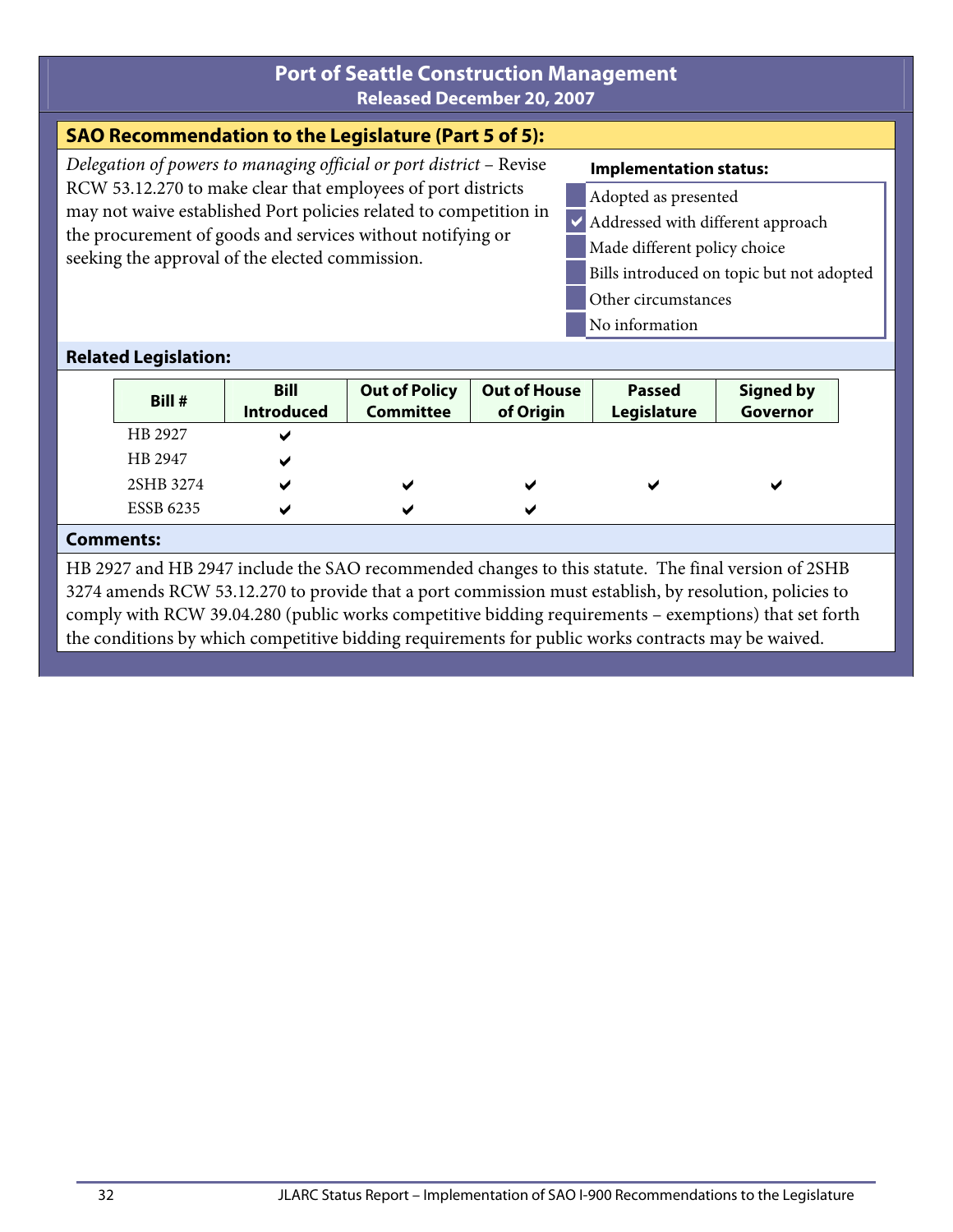## Port of Seattle Construction Management

**Released December 20, 2007**

### SAO Recommendation to the Legislature (Part 5 of 5):

*Delegation of powers to managing official or port district* – Revise RCW 53.12.270 to make clear that employees of port districts may not waive established Port policies related to competition in the procurement of goods and services without notifying or seeking the approval of the elected commission.

**Implementation status:**

- ☐ Adopted as presented
- ☑ Addressed with different approach
- ☐ Made different policy choice
- ☐ Bills introduced on topic but not adopted
- ☐ Other circumstances
- ☐ No information

### Related Legislation:

| Bill # | Bill Introduced | Out of Policy Committee | Out of House of Origin | Passed Legislature | Signed by Governor |
|---|---|---|---|---|---|
| HB 2927 | ✔ | | | | |
| HB 2947 | ✔ | | | | |
| 2SHB 3274 | ✔ | ✔ | ✔ | ✔ | ✔ |
| ESSB 6235 | ✔ | ✔ | ✔ | | |

### Comments:

HB 2927 and HB 2947 include the SAO recommended changes to this statute. The final version of 2SHB 3274 amends RCW 53.12.270 to provide that a port commission must establish, by resolution, policies to comply with RCW 39.04.280 (public works competitive bidding requirements – exemptions) that set forth the conditions by which competitive bidding requirements for public works contracts may be waived.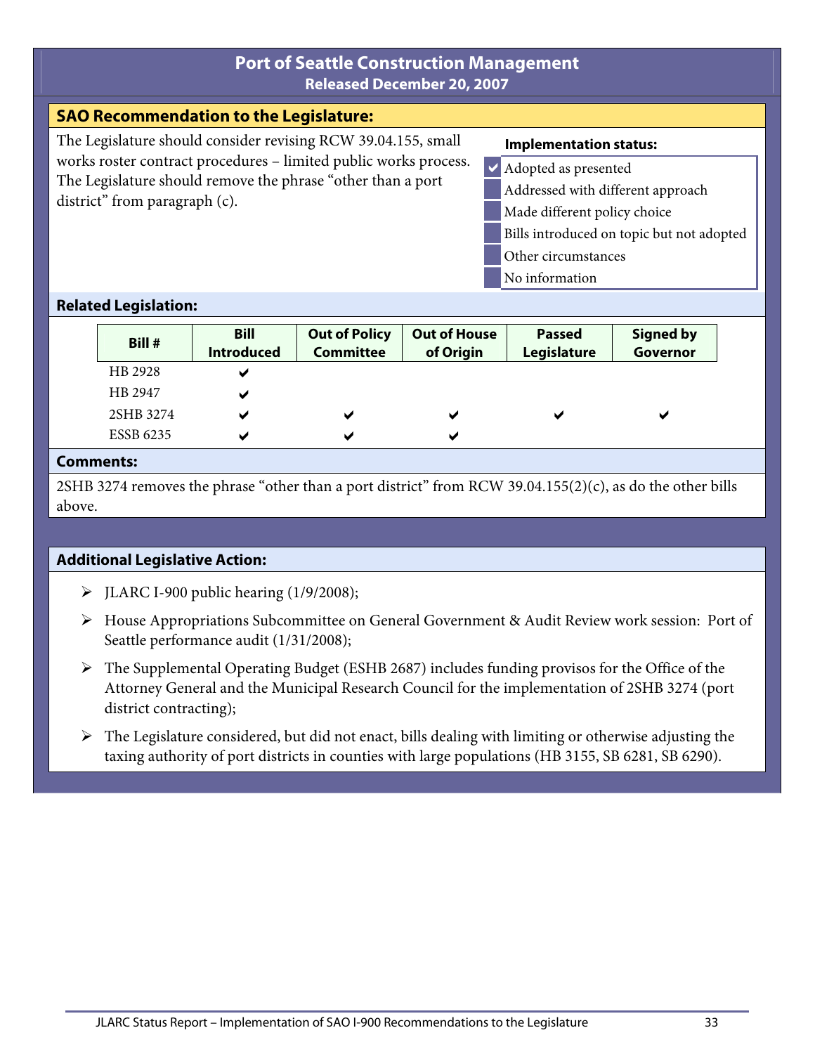## Port of Seattle Construction Management

**Released December 20, 2007**

### SAO Recommendation to the Legislature:

The Legislature should consider revising RCW 39.04.155, small works roster contract procedures – limited public works process. The Legislature should remove the phrase "other than a port district" from paragraph (c).

**Implementation status:**

- [x] Adopted as presented
- [ ] Addressed with different approach
- [ ] Made different policy choice
- [ ] Bills introduced on topic but not adopted
- [ ] Other circumstances
- [ ] No information

### Related Legislation:

| Bill # | Bill Introduced | Out of Policy Committee | Out of House of Origin | Passed Legislature | Signed by Governor |
|---|---|---|---|---|---|
| HB 2928 | ✔ | | | | |
| HB 2947 | ✔ | | | | |
| 2SHB 3274 | ✔ | ✔ | ✔ | ✔ | ✔ |
| ESSB 6235 | ✔ | ✔ | ✔ | | |

### Comments:

2SHB 3274 removes the phrase "other than a port district" from RCW 39.04.155(2)(c), as do the other bills above.

### Additional Legislative Action:

- JLARC I-900 public hearing (1/9/2008);
- House Appropriations Subcommittee on General Government & Audit Review work session: Port of Seattle performance audit (1/31/2008);
- The Supplemental Operating Budget (ESHB 2687) includes funding provisos for the Office of the Attorney General and the Municipal Research Council for the implementation of 2SHB 3274 (port district contracting);
- The Legislature considered, but did not enact, bills dealing with limiting or otherwise adjusting the taxing authority of port districts in counties with large populations (HB 3155, SB 6281, SB 6290).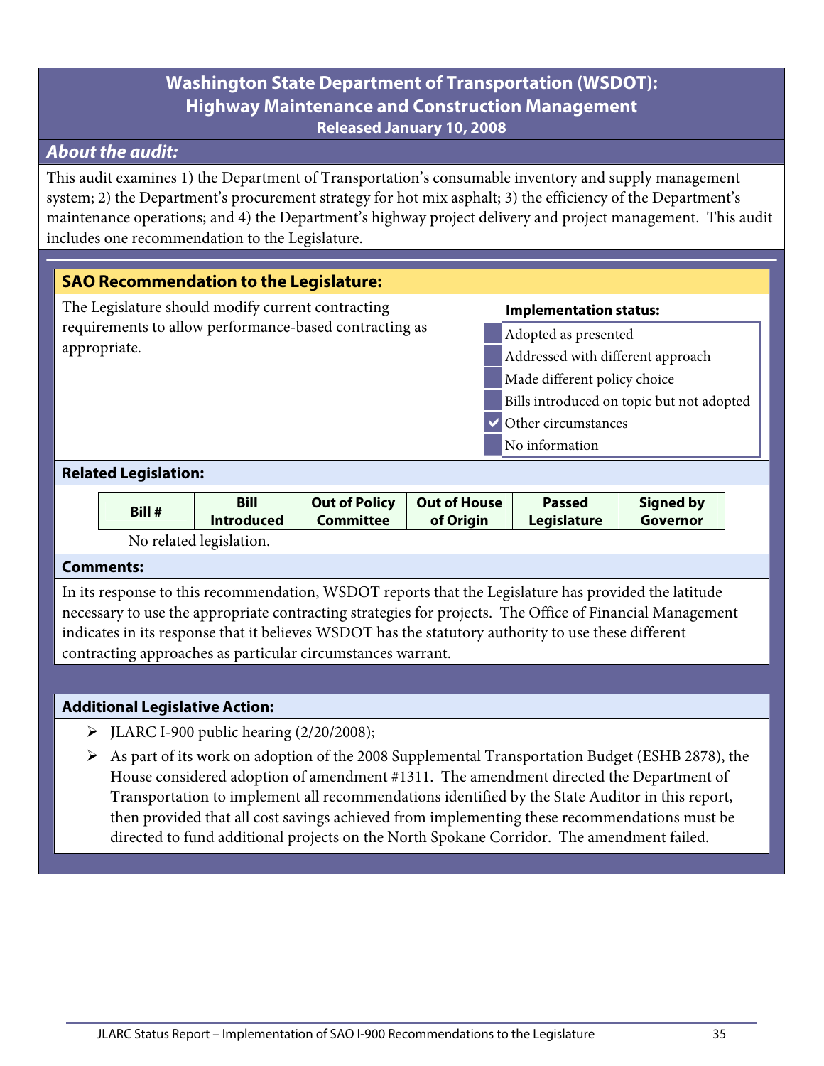# Washington State Department of Transportation (WSDOT): Highway Maintenance and Construction Management

**Released January 10, 2008**

## *About the audit:*

This audit examines 1) the Department of Transportation's consumable inventory and supply management system; 2) the Department's procurement strategy for hot mix asphalt; 3) the efficiency of the Department's maintenance operations; and 4) the Department's highway project delivery and project management. This audit includes one recommendation to the Legislature.

### SAO Recommendation to the Legislature:

The Legislature should modify current contracting requirements to allow performance-based contracting as appropriate.

**Implementation status:**

- [ ] Adopted as presented
- [ ] Addressed with different approach
- [ ] Made different policy choice
- [ ] Bills introduced on topic but not adopted
- [x] Other circumstances
- [ ] No information

### Related Legislation:

| Bill # | Bill Introduced | Out of Policy Committee | Out of House of Origin | Passed Legislature | Signed by Governor |
|---|---|---|---|---|---|

No related legislation.

### Comments:

In its response to this recommendation, WSDOT reports that the Legislature has provided the latitude necessary to use the appropriate contracting strategies for projects. The Office of Financial Management indicates in its response that it believes WSDOT has the statutory authority to use these different contracting approaches as particular circumstances warrant.

### Additional Legislative Action:

- JLARC I-900 public hearing (2/20/2008);
- As part of its work on adoption of the 2008 Supplemental Transportation Budget (ESHB 2878), the House considered adoption of amendment #1311. The amendment directed the Department of Transportation to implement all recommendations identified by the State Auditor in this report, then provided that all cost savings achieved from implementing these recommendations must be directed to fund additional projects on the North Spokane Corridor. The amendment failed.